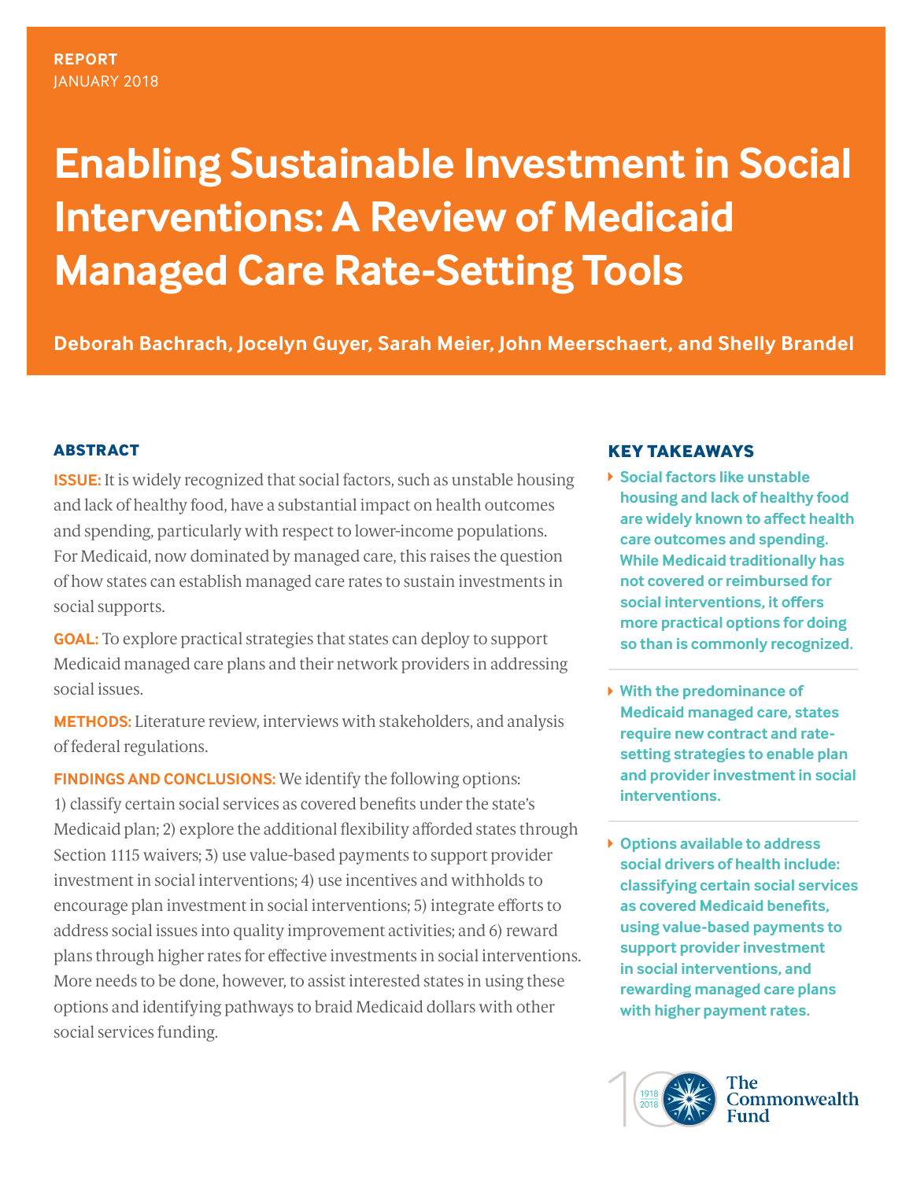REPORT
JANUARY 2018

# Enabling Sustainable Investment in Social Interventions: A Review of Medicaid Managed Care Rate-Setting Tools

**Deborah Bachrach, Jocelyn Guyer, Sarah Meier, John Meerschaert, and Shelly Brandel**

## ABSTRACT

**ISSUE:** It is widely recognized that social factors, such as unstable housing and lack of healthy food, have a substantial impact on health outcomes and spending, particularly with respect to lower-income populations. For Medicaid, now dominated by managed care, this raises the question of how states can establish managed care rates to sustain investments in social supports.

**GOAL:** To explore practical strategies that states can deploy to support Medicaid managed care plans and their network providers in addressing social issues.

**METHODS:** Literature review, interviews with stakeholders, and analysis of federal regulations.

**FINDINGS AND CONCLUSIONS:** We identify the following options: 1) classify certain social services as covered benefits under the state's Medicaid plan; 2) explore the additional flexibility afforded states through Section 1115 waivers; 3) use value-based payments to support provider investment in social interventions; 4) use incentives and withholds to encourage plan investment in social interventions; 5) integrate efforts to address social issues into quality improvement activities; and 6) reward plans through higher rates for effective investments in social interventions. More needs to be done, however, to assist interested states in using these options and identifying pathways to braid Medicaid dollars with other social services funding.

## KEY TAKEAWAYS

- **Social factors like unstable housing and lack of healthy food are widely known to affect health care outcomes and spending. While Medicaid traditionally has not covered or reimbursed for social interventions, it offers more practical options for doing so than is commonly recognized.**
- **With the predominance of Medicaid managed care, states require new contract and rate-setting strategies to enable plan and provider investment in social interventions.**
- **Options available to address social drivers of health include: classifying certain social services as covered Medicaid benefits, using value-based payments to support provider investment in social interventions, and rewarding managed care plans with higher payment rates.**

The Commonwealth Fund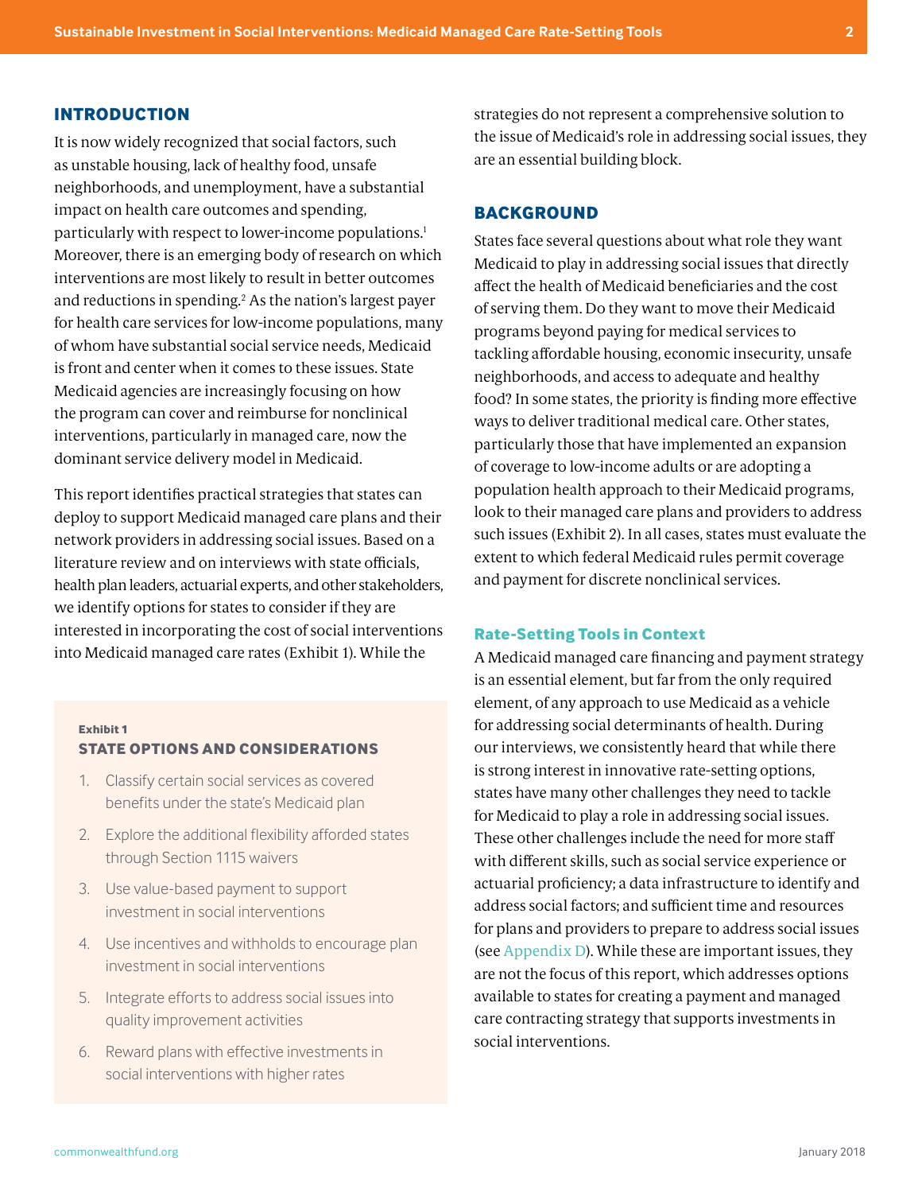## INTRODUCTION

It is now widely recognized that social factors, such as unstable housing, lack of healthy food, unsafe neighborhoods, and unemployment, have a substantial impact on health care outcomes and spending, particularly with respect to lower-income populations.[1] Moreover, there is an emerging body of research on which interventions are most likely to result in better outcomes and reductions in spending.[2] As the nation's largest payer for health care services for low-income populations, many of whom have substantial social service needs, Medicaid is front and center when it comes to these issues. State Medicaid agencies are increasingly focusing on how the program can cover and reimburse for nonclinical interventions, particularly in managed care, now the dominant service delivery model in Medicaid.

This report identifies practical strategies that states can deploy to support Medicaid managed care plans and their network providers in addressing social issues. Based on a literature review and on interviews with state officials, health plan leaders, actuarial experts, and other stakeholders, we identify options for states to consider if they are interested in incorporating the cost of social interventions into Medicaid managed care rates (Exhibit 1). While the strategies do not represent a comprehensive solution to the issue of Medicaid's role in addressing social issues, they are an essential building block.

**Exhibit 1**
**STATE OPTIONS AND CONSIDERATIONS**

1. Classify certain social services as covered benefits under the state's Medicaid plan
2. Explore the additional flexibility afforded states through Section 1115 waivers
3. Use value-based payment to support investment in social interventions
4. Use incentives and withholds to encourage plan investment in social interventions
5. Integrate efforts to address social issues into quality improvement activities
6. Reward plans with effective investments in social interventions with higher rates

## BACKGROUND

States face several questions about what role they want Medicaid to play in addressing social issues that directly affect the health of Medicaid beneficiaries and the cost of serving them. Do they want to move their Medicaid programs beyond paying for medical services to tackling affordable housing, economic insecurity, unsafe neighborhoods, and access to adequate and healthy food? In some states, the priority is finding more effective ways to deliver traditional medical care. Other states, particularly those that have implemented an expansion of coverage to low-income adults or are adopting a population health approach to their Medicaid programs, look to their managed care plans and providers to address such issues (Exhibit 2). In all cases, states must evaluate the extent to which federal Medicaid rules permit coverage and payment for discrete nonclinical services.

### Rate-Setting Tools in Context

A Medicaid managed care financing and payment strategy is an essential element, but far from the only required element, of any approach to use Medicaid as a vehicle for addressing social determinants of health. During our interviews, we consistently heard that while there is strong interest in innovative rate-setting options, states have many other challenges they need to tackle for Medicaid to play a role in addressing social issues. These other challenges include the need for more staff with different skills, such as social service experience or actuarial proficiency; a data infrastructure to identify and address social factors; and sufficient time and resources for plans and providers to prepare to address social issues (see Appendix D). While these are important issues, they are not the focus of this report, which addresses options available to states for creating a payment and managed care contracting strategy that supports investments in social interventions.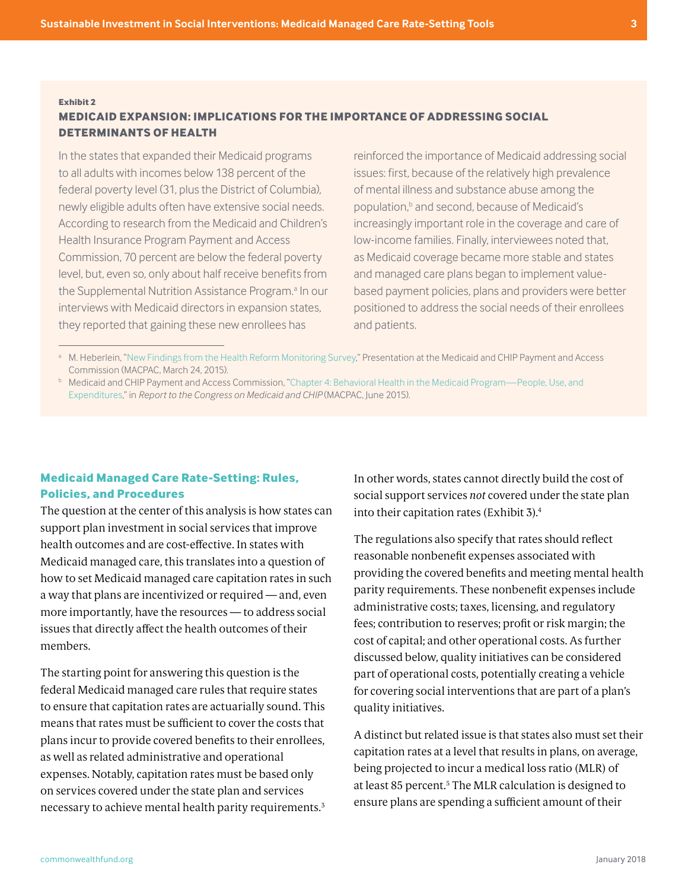Exhibit 2

### MEDICAID EXPANSION: IMPLICATIONS FOR THE IMPORTANCE OF ADDRESSING SOCIAL DETERMINANTS OF HEALTH

In the states that expanded their Medicaid programs to all adults with incomes below 138 percent of the federal poverty level (31, plus the District of Columbia), newly eligible adults often have extensive social needs. According to research from the Medicaid and Children's Health Insurance Program Payment and Access Commission, 70 percent are below the federal poverty level, but, even so, only about half receive benefits from the Supplemental Nutrition Assistance Program.[a] In our interviews with Medicaid directors in expansion states, they reported that gaining these new enrollees has reinforced the importance of Medicaid addressing social issues: first, because of the relatively high prevalence of mental illness and substance abuse among the population,[b] and second, because of Medicaid's increasingly important role in the coverage and care of low-income families. Finally, interviewees noted that, as Medicaid coverage became more stable and states and managed care plans began to implement value-based payment policies, plans and providers were better positioned to address the social needs of their enrollees and patients.

[a] M. Heberlein, "New Findings from the Health Reform Monitoring Survey," Presentation at the Medicaid and CHIP Payment and Access Commission (MACPAC, March 24, 2015).

[b] Medicaid and CHIP Payment and Access Commission, "Chapter 4: Behavioral Health in the Medicaid Program—People, Use, and Expenditures," in *Report to the Congress on Medicaid and CHIP* (MACPAC, June 2015).

## Medicaid Managed Care Rate-Setting: Rules, Policies, and Procedures

The question at the center of this analysis is how states can support plan investment in social services that improve health outcomes and are cost-effective. In states with Medicaid managed care, this translates into a question of how to set Medicaid managed care capitation rates in such a way that plans are incentivized or required — and, even more importantly, have the resources — to address social issues that directly affect the health outcomes of their members.

The starting point for answering this question is the federal Medicaid managed care rules that require states to ensure that capitation rates are actuarially sound. This means that rates must be sufficient to cover the costs that plans incur to provide covered benefits to their enrollees, as well as related administrative and operational expenses. Notably, capitation rates must be based only on services covered under the state plan and services necessary to achieve mental health parity requirements.[3] In other words, states cannot directly build the cost of social support services *not* covered under the state plan into their capitation rates (Exhibit 3).[4]

The regulations also specify that rates should reflect reasonable nonbenefit expenses associated with providing the covered benefits and meeting mental health parity requirements. These nonbenefit expenses include administrative costs; taxes, licensing, and regulatory fees; contribution to reserves; profit or risk margin; the cost of capital; and other operational costs. As further discussed below, quality initiatives can be considered part of operational costs, potentially creating a vehicle for covering social interventions that are part of a plan's quality initiatives.

A distinct but related issue is that states also must set their capitation rates at a level that results in plans, on average, being projected to incur a medical loss ratio (MLR) of at least 85 percent.[5] The MLR calculation is designed to ensure plans are spending a sufficient amount of their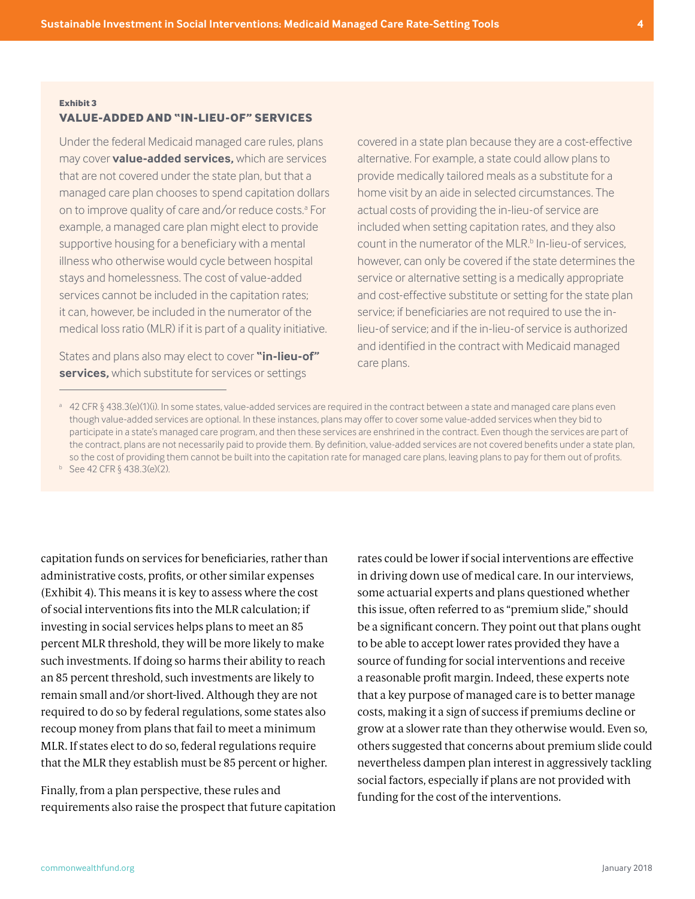**Exhibit 3**

### VALUE-ADDED AND "IN-LIEU-OF" SERVICES

Under the federal Medicaid managed care rules, plans may cover **value-added services,** which are services that are not covered under the state plan, but that a managed care plan chooses to spend capitation dollars on to improve quality of care and/or reduce costs.[a] For example, a managed care plan might elect to provide supportive housing for a beneficiary with a mental illness who otherwise would cycle between hospital stays and homelessness. The cost of value-added services cannot be included in the capitation rates; it can, however, be included in the numerator of the medical loss ratio (MLR) if it is part of a quality initiative.

States and plans also may elect to cover **"in-lieu-of" services,** which substitute for services or settings covered in a state plan because they are a cost-effective alternative. For example, a state could allow plans to provide medically tailored meals as a substitute for a home visit by an aide in selected circumstances. The actual costs of providing the in-lieu-of service are included when setting capitation rates, and they also count in the numerator of the MLR.[b] In-lieu-of services, however, can only be covered if the state determines the service or alternative setting is a medically appropriate and cost-effective substitute or setting for the state plan service; if beneficiaries are not required to use the in-lieu-of service; and if the in-lieu-of service is authorized and identified in the contract with Medicaid managed care plans.

[a] 42 CFR § 438.3(e)(1)(i). In some states, value-added services are required in the contract between a state and managed care plans even though value-added services are optional. In these instances, plans may offer to cover some value-added services when they bid to participate in a state's managed care program, and then these services are enshrined in the contract. Even though the services are part of the contract, plans are not necessarily paid to provide them. By definition, value-added services are not covered benefits under a state plan, so the cost of providing them cannot be built into the capitation rate for managed care plans, leaving plans to pay for them out of profits.

[b] See 42 CFR § 438.3(e)(2).

capitation funds on services for beneficiaries, rather than administrative costs, profits, or other similar expenses (Exhibit 4). This means it is key to assess where the cost of social interventions fits into the MLR calculation; if investing in social services helps plans to meet an 85 percent MLR threshold, they will be more likely to make such investments. If doing so harms their ability to reach an 85 percent threshold, such investments are likely to remain small and/or short-lived. Although they are not required to do so by federal regulations, some states also recoup money from plans that fail to meet a minimum MLR. If states elect to do so, federal regulations require that the MLR they establish must be 85 percent or higher.

Finally, from a plan perspective, these rules and requirements also raise the prospect that future capitation rates could be lower if social interventions are effective in driving down use of medical care. In our interviews, some actuarial experts and plans questioned whether this issue, often referred to as "premium slide," should be a significant concern. They point out that plans ought to be able to accept lower rates provided they have a source of funding for social interventions and receive a reasonable profit margin. Indeed, these experts note that a key purpose of managed care is to better manage costs, making it a sign of success if premiums decline or grow at a slower rate than they otherwise would. Even so, others suggested that concerns about premium slide could nevertheless dampen plan interest in aggressively tackling social factors, especially if plans are not provided with funding for the cost of the interventions.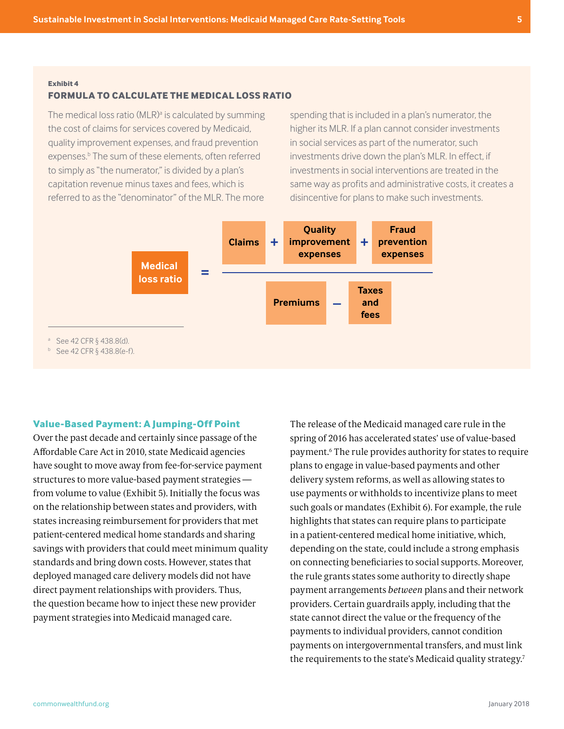Exhibit 4

### FORMULA TO CALCULATE THE MEDICAL LOSS RATIO

The medical loss ratio (MLR)[a] is calculated by summing the cost of claims for services covered by Medicaid, quality improvement expenses, and fraud prevention expenses.[b] The sum of these elements, often referred to simply as "the numerator," is divided by a plan's capitation revenue minus taxes and fees, which is referred to as the "denominator" of the MLR. The more spending that is included in a plan's numerator, the higher its MLR. If a plan cannot consider investments in social services as part of the numerator, such investments drive down the plan's MLR. In effect, if investments in social interventions are treated in the same way as profits and administrative costs, it creates a disincentive for plans to make such investments.

$$\text{Medical loss ratio} = \frac{\text{Claims} + \text{Quality improvement expenses} + \text{Fraud prevention expenses}}{\text{Premiums} - \text{Taxes and fees}}$$

[a] See 42 CFR § 438.8(d).
[b] See 42 CFR § 438.8(e-f).

## Value-Based Payment: A Jumping-Off Point

Over the past decade and certainly since passage of the Affordable Care Act in 2010, state Medicaid agencies have sought to move away from fee-for-service payment structures to more value-based payment strategies — from volume to value (Exhibit 5). Initially the focus was on the relationship between states and providers, with states increasing reimbursement for providers that met patient-centered medical home standards and sharing savings with providers that could meet minimum quality standards and bring down costs. However, states that deployed managed care delivery models did not have direct payment relationships with providers. Thus, the question became how to inject these new provider payment strategies into Medicaid managed care.

The release of the Medicaid managed care rule in the spring of 2016 has accelerated states' use of value-based payment.[6] The rule provides authority for states to require plans to engage in value-based payments and other delivery system reforms, as well as allowing states to use payments or withholds to incentivize plans to meet such goals or mandates (Exhibit 6). For example, the rule highlights that states can require plans to participate in a patient-centered medical home initiative, which, depending on the state, could include a strong emphasis on connecting beneficiaries to social supports. Moreover, the rule grants states some authority to directly shape payment arrangements *between* plans and their network providers. Certain guardrails apply, including that the state cannot direct the value or the frequency of the payments to individual providers, cannot condition payments on intergovernmental transfers, and must link the requirements to the state's Medicaid quality strategy.[7]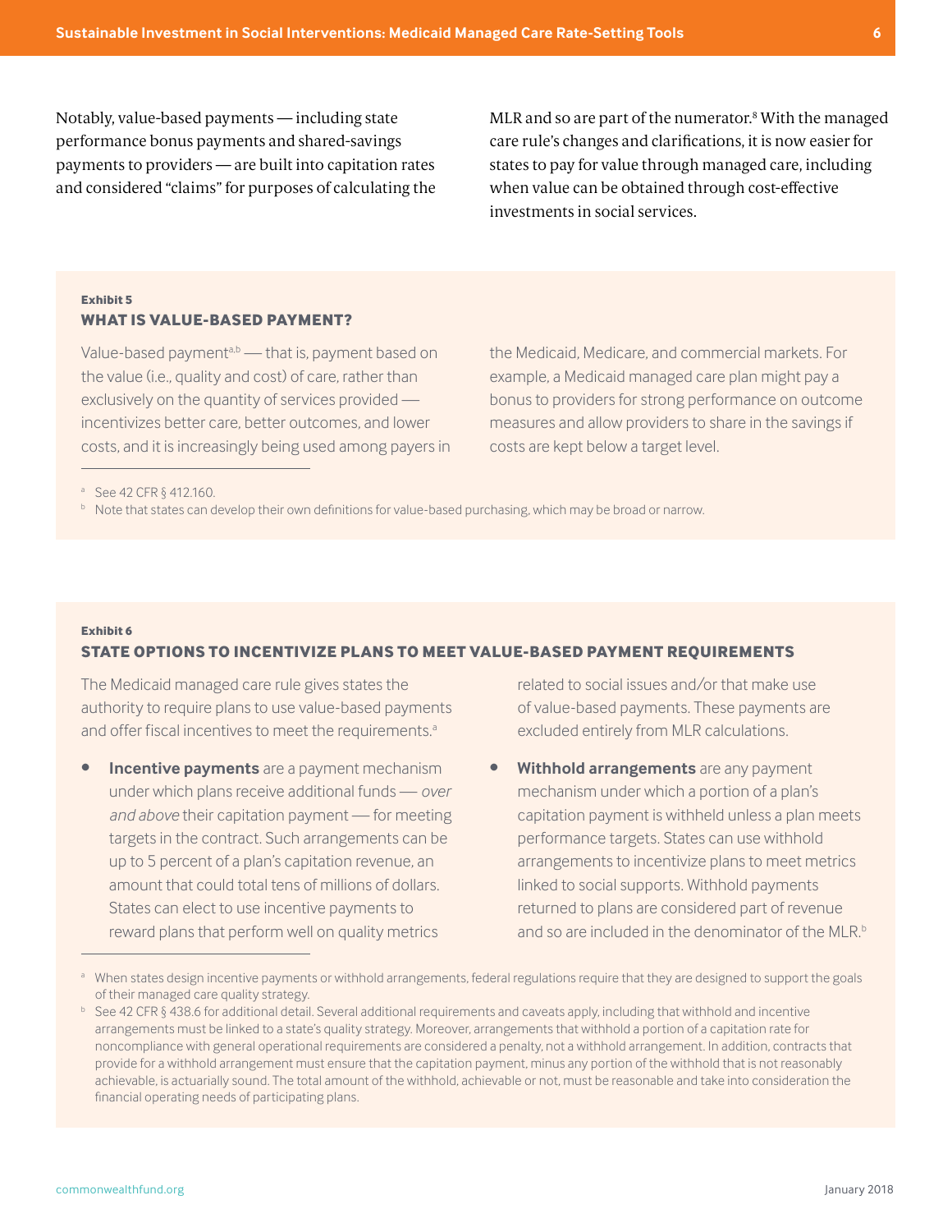Notably, value-based payments — including state performance bonus payments and shared-savings payments to providers — are built into capitation rates and considered "claims" for purposes of calculating the MLR and so are part of the numerator.[8] With the managed care rule's changes and clarifications, it is now easier for states to pay for value through managed care, including when value can be obtained through cost-effective investments in social services.

**Exhibit 5**

### WHAT IS VALUE-BASED PAYMENT?

Value-based payment[a,b] — that is, payment based on the value (i.e., quality and cost) of care, rather than exclusively on the quantity of services provided — incentivizes better care, better outcomes, and lower costs, and it is increasingly being used among payers in the Medicaid, Medicare, and commercial markets. For example, a Medicaid managed care plan might pay a bonus to providers for strong performance on outcome measures and allow providers to share in the savings if costs are kept below a target level.

[a] See 42 CFR § 412.160.

[b] Note that states can develop their own definitions for value-based purchasing, which may be broad or narrow.

**Exhibit 6**

### STATE OPTIONS TO INCENTIVIZE PLANS TO MEET VALUE-BASED PAYMENT REQUIREMENTS

The Medicaid managed care rule gives states the authority to require plans to use value-based payments and offer fiscal incentives to meet the requirements.[a]

- **Incentive payments** are a payment mechanism under which plans receive additional funds — *over and above* their capitation payment — for meeting targets in the contract. Such arrangements can be up to 5 percent of a plan's capitation revenue, an amount that could total tens of millions of dollars. States can elect to use incentive payments to reward plans that perform well on quality metrics related to social issues and/or that make use of value-based payments. These payments are excluded entirely from MLR calculations.
- **Withhold arrangements** are any payment mechanism under which a portion of a plan's capitation payment is withheld unless a plan meets performance targets. States can use withhold arrangements to incentivize plans to meet metrics linked to social supports. Withhold payments returned to plans are considered part of revenue and so are included in the denominator of the MLR.[b]

[a] When states design incentive payments or withhold arrangements, federal regulations require that they are designed to support the goals of their managed care quality strategy.

[b] See 42 CFR § 438.6 for additional detail. Several additional requirements and caveats apply, including that withhold and incentive arrangements must be linked to a state's quality strategy. Moreover, arrangements that withhold a portion of a capitation rate for noncompliance with general operational requirements are considered a penalty, not a withhold arrangement. In addition, contracts that provide for a withhold arrangement must ensure that the capitation payment, minus any portion of the withhold that is not reasonably achievable, is actuarially sound. The total amount of the withhold, achievable or not, must be reasonable and take into consideration the financial operating needs of participating plans.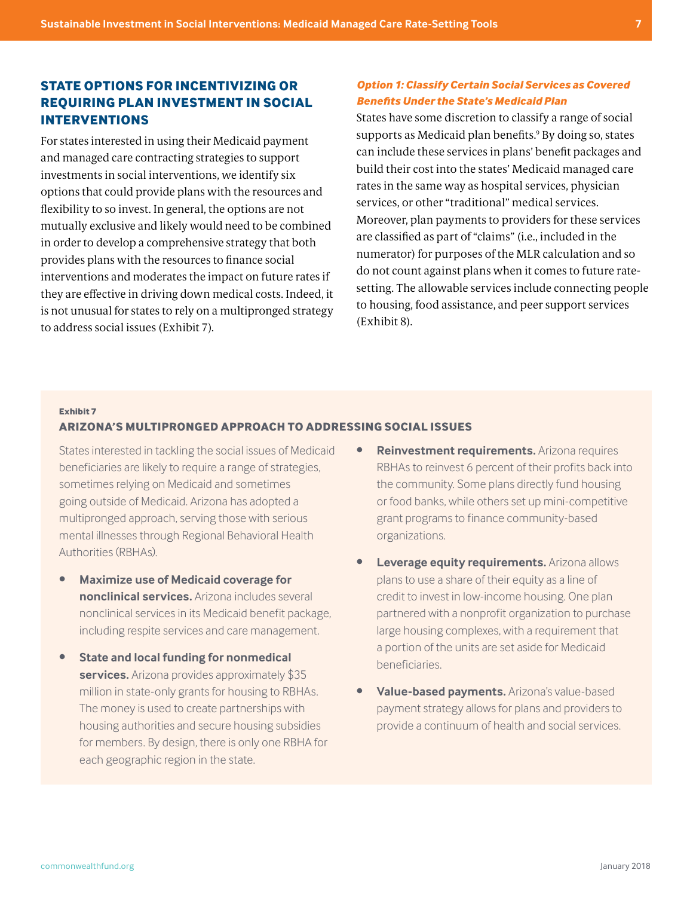## STATE OPTIONS FOR INCENTIVIZING OR REQUIRING PLAN INVESTMENT IN SOCIAL INTERVENTIONS

For states interested in using their Medicaid payment and managed care contracting strategies to support investments in social interventions, we identify six options that could provide plans with the resources and flexibility to so invest. In general, the options are not mutually exclusive and likely would need to be combined in order to develop a comprehensive strategy that both provides plans with the resources to finance social interventions and moderates the impact on future rates if they are effective in driving down medical costs. Indeed, it is not unusual for states to rely on a multipronged strategy to address social issues (Exhibit 7).

### *Option 1: Classify Certain Social Services as Covered Benefits Under the State's Medicaid Plan*

States have some discretion to classify a range of social supports as Medicaid plan benefits.[9] By doing so, states can include these services in plans' benefit packages and build their cost into the states' Medicaid managed care rates in the same way as hospital services, physician services, or other "traditional" medical services. Moreover, plan payments to providers for these services are classified as part of "claims" (i.e., included in the numerator) for purposes of the MLR calculation and so do not count against plans when it comes to future rate-setting. The allowable services include connecting people to housing, food assistance, and peer support services (Exhibit 8).

**Exhibit 7**

**ARIZONA'S MULTIPRONGED APPROACH TO ADDRESSING SOCIAL ISSUES**

States interested in tackling the social issues of Medicaid beneficiaries are likely to require a range of strategies, sometimes relying on Medicaid and sometimes going outside of Medicaid. Arizona has adopted a multipronged approach, serving those with serious mental illnesses through Regional Behavioral Health Authorities (RBHAs).

- **Maximize use of Medicaid coverage for nonclinical services.** Arizona includes several nonclinical services in its Medicaid benefit package, including respite services and care management.
- **State and local funding for nonmedical services.** Arizona provides approximately $35 million in state-only grants for housing to RBHAs. The money is used to create partnerships with housing authorities and secure housing subsidies for members. By design, there is only one RBHA for each geographic region in the state.
- **Reinvestment requirements.** Arizona requires RBHAs to reinvest 6 percent of their profits back into the community. Some plans directly fund housing or food banks, while others set up mini-competitive grant programs to finance community-based organizations.
- **Leverage equity requirements.** Arizona allows plans to use a share of their equity as a line of credit to invest in low-income housing. One plan partnered with a nonprofit organization to purchase large housing complexes, with a requirement that a portion of the units are set aside for Medicaid beneficiaries.
- **Value-based payments.** Arizona's value-based payment strategy allows for plans and providers to provide a continuum of health and social services.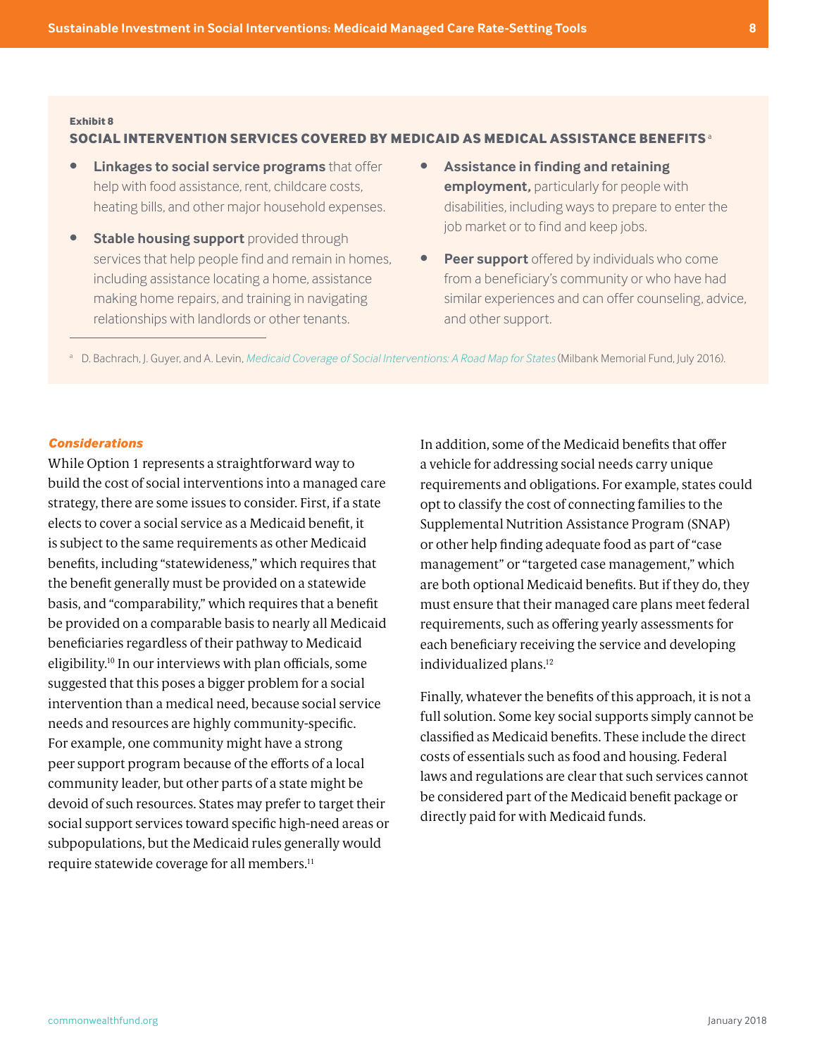Exhibit 8

**SOCIAL INTERVENTION SERVICES COVERED BY MEDICAID AS MEDICAL ASSISTANCE BENEFITS** [a]

- **Linkages to social service programs** that offer help with food assistance, rent, childcare costs, heating bills, and other major household expenses.
- **Stable housing support** provided through services that help people find and remain in homes, including assistance locating a home, assistance making home repairs, and training in navigating relationships with landlords or other tenants.
- **Assistance in finding and retaining employment,** particularly for people with disabilities, including ways to prepare to enter the job market or to find and keep jobs.
- **Peer support** offered by individuals who come from a beneficiary's community or who have had similar experiences and can offer counseling, advice, and other support.

[a] D. Bachrach, J. Guyer, and A. Levin, *Medicaid Coverage of Social Interventions: A Road Map for States* (Milbank Memorial Fund, July 2016).

***Considerations***

While Option 1 represents a straightforward way to build the cost of social interventions into a managed care strategy, there are some issues to consider. First, if a state elects to cover a social service as a Medicaid benefit, it is subject to the same requirements as other Medicaid benefits, including "statewideness," which requires that the benefit generally must be provided on a statewide basis, and "comparability," which requires that a benefit be provided on a comparable basis to nearly all Medicaid beneficiaries regardless of their pathway to Medicaid eligibility.[10] In our interviews with plan officials, some suggested that this poses a bigger problem for a social intervention than a medical need, because social service needs and resources are highly community-specific. For example, one community might have a strong peer support program because of the efforts of a local community leader, but other parts of a state might be devoid of such resources. States may prefer to target their social support services toward specific high-need areas or subpopulations, but the Medicaid rules generally would require statewide coverage for all members.[11]

In addition, some of the Medicaid benefits that offer a vehicle for addressing social needs carry unique requirements and obligations. For example, states could opt to classify the cost of connecting families to the Supplemental Nutrition Assistance Program (SNAP) or other help finding adequate food as part of "case management" or "targeted case management," which are both optional Medicaid benefits. But if they do, they must ensure that their managed care plans meet federal requirements, such as offering yearly assessments for each beneficiary receiving the service and developing individualized plans.[12]

Finally, whatever the benefits of this approach, it is not a full solution. Some key social supports simply cannot be classified as Medicaid benefits. These include the direct costs of essentials such as food and housing. Federal laws and regulations are clear that such services cannot be considered part of the Medicaid benefit package or directly paid for with Medicaid funds.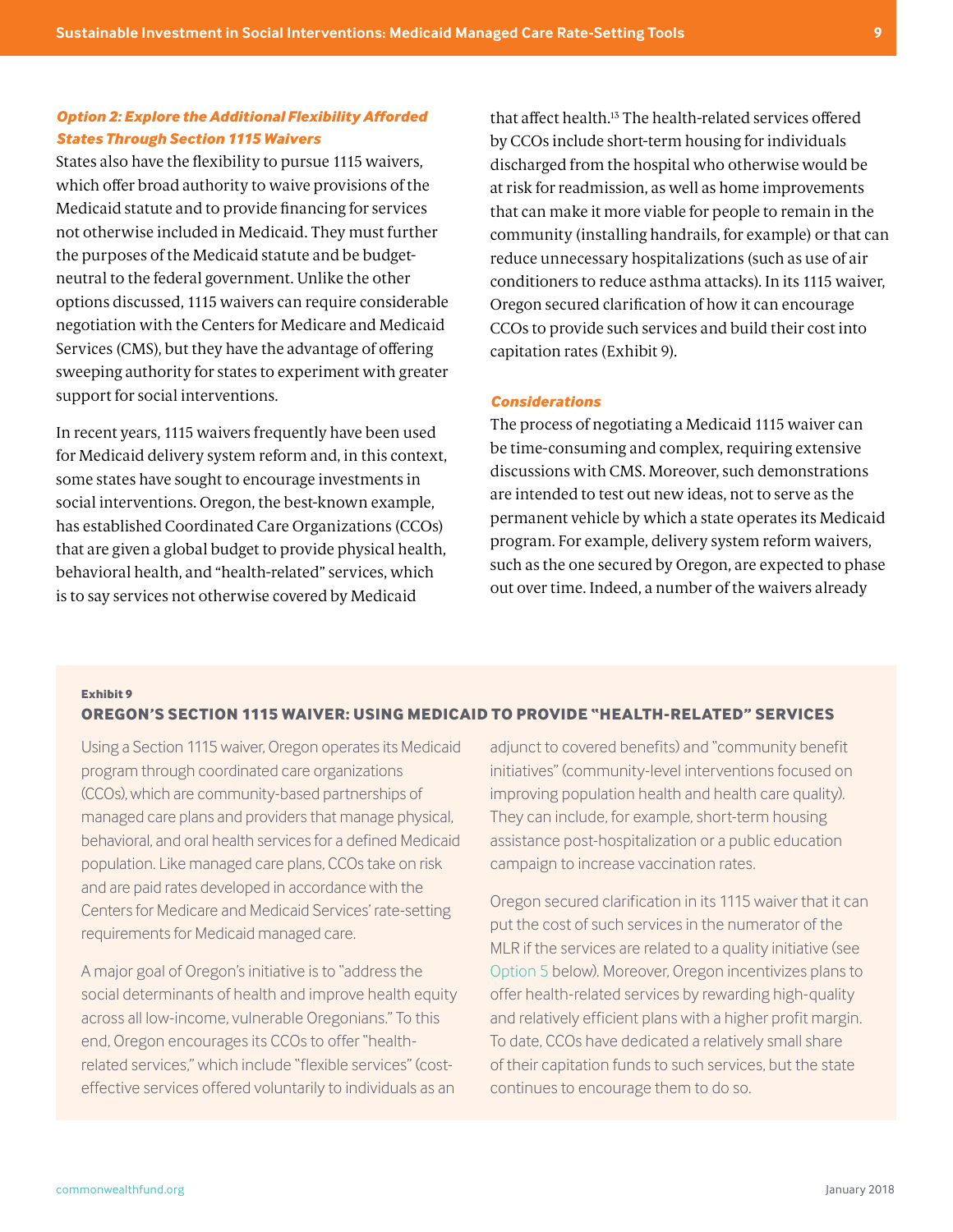### *Option 2: Explore the Additional Flexibility Afforded States Through Section 1115 Waivers*

States also have the flexibility to pursue 1115 waivers, which offer broad authority to waive provisions of the Medicaid statute and to provide financing for services not otherwise included in Medicaid. They must further the purposes of the Medicaid statute and be budget-neutral to the federal government. Unlike the other options discussed, 1115 waivers can require considerable negotiation with the Centers for Medicare and Medicaid Services (CMS), but they have the advantage of offering sweeping authority for states to experiment with greater support for social interventions.

In recent years, 1115 waivers frequently have been used for Medicaid delivery system reform and, in this context, some states have sought to encourage investments in social interventions. Oregon, the best-known example, has established Coordinated Care Organizations (CCOs) that are given a global budget to provide physical health, behavioral health, and "health-related" services, which is to say services not otherwise covered by Medicaid that affect health.[13] The health-related services offered by CCOs include short-term housing for individuals discharged from the hospital who otherwise would be at risk for readmission, as well as home improvements that can make it more viable for people to remain in the community (installing handrails, for example) or that can reduce unnecessary hospitalizations (such as use of air conditioners to reduce asthma attacks). In its 1115 waiver, Oregon secured clarification of how it can encourage CCOs to provide such services and build their cost into capitation rates (Exhibit 9).

#### *Considerations*

The process of negotiating a Medicaid 1115 waiver can be time-consuming and complex, requiring extensive discussions with CMS. Moreover, such demonstrations are intended to test out new ideas, not to serve as the permanent vehicle by which a state operates its Medicaid program. For example, delivery system reform waivers, such as the one secured by Oregon, are expected to phase out over time. Indeed, a number of the waivers already

**Exhibit 9**

**OREGON'S SECTION 1115 WAIVER: USING MEDICAID TO PROVIDE "HEALTH-RELATED" SERVICES**

Using a Section 1115 waiver, Oregon operates its Medicaid program through coordinated care organizations (CCOs), which are community-based partnerships of managed care plans and providers that manage physical, behavioral, and oral health services for a defined Medicaid population. Like managed care plans, CCOs take on risk and are paid rates developed in accordance with the Centers for Medicare and Medicaid Services' rate-setting requirements for Medicaid managed care.

A major goal of Oregon's initiative is to "address the social determinants of health and improve health equity across all low-income, vulnerable Oregonians." To this end, Oregon encourages its CCOs to offer "health-related services," which include "flexible services" (cost-effective services offered voluntarily to individuals as an adjunct to covered benefits) and "community benefit initiatives" (community-level interventions focused on improving population health and health care quality). They can include, for example, short-term housing assistance post-hospitalization or a public education campaign to increase vaccination rates.

Oregon secured clarification in its 1115 waiver that it can put the cost of such services in the numerator of the MLR if the services are related to a quality initiative (see Option 5 below). Moreover, Oregon incentivizes plans to offer health-related services by rewarding high-quality and relatively efficient plans with a higher profit margin. To date, CCOs have dedicated a relatively small share of their capitation funds to such services, but the state continues to encourage them to do so.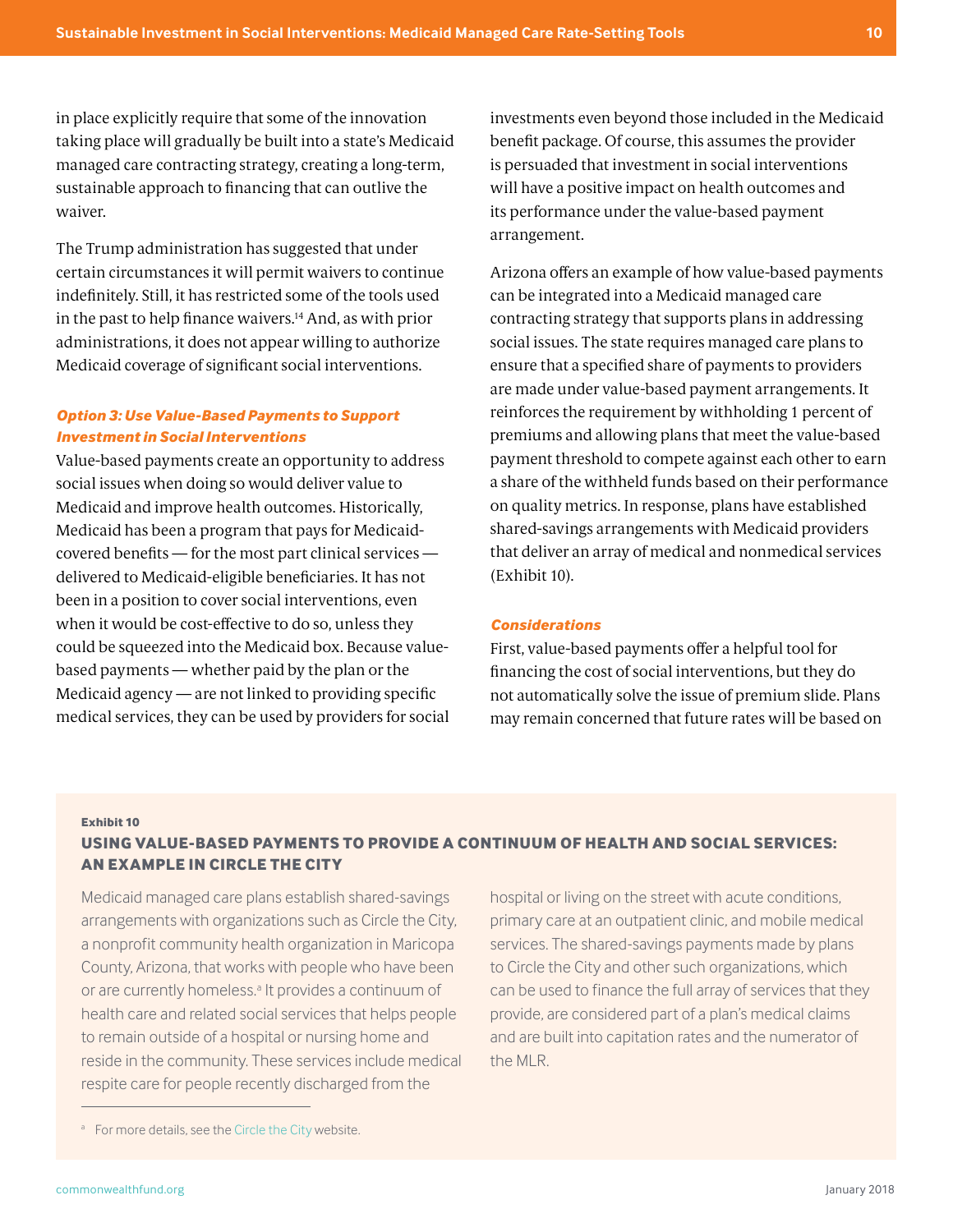in place explicitly require that some of the innovation taking place will gradually be built into a state's Medicaid managed care contracting strategy, creating a long-term, sustainable approach to financing that can outlive the waiver.

The Trump administration has suggested that under certain circumstances it will permit waivers to continue indefinitely. Still, it has restricted some of the tools used in the past to help finance waivers.[14] And, as with prior administrations, it does not appear willing to authorize Medicaid coverage of significant social interventions.

### *Option 3: Use Value-Based Payments to Support Investment in Social Interventions*

Value-based payments create an opportunity to address social issues when doing so would deliver value to Medicaid and improve health outcomes. Historically, Medicaid has been a program that pays for Medicaid-covered benefits — for the most part clinical services — delivered to Medicaid-eligible beneficiaries. It has not been in a position to cover social interventions, even when it would be cost-effective to do so, unless they could be squeezed into the Medicaid box. Because value-based payments — whether paid by the plan or the Medicaid agency — are not linked to providing specific medical services, they can be used by providers for social investments even beyond those included in the Medicaid benefit package. Of course, this assumes the provider is persuaded that investment in social interventions will have a positive impact on health outcomes and its performance under the value-based payment arrangement.

Arizona offers an example of how value-based payments can be integrated into a Medicaid managed care contracting strategy that supports plans in addressing social issues. The state requires managed care plans to ensure that a specified share of payments to providers are made under value-based payment arrangements. It reinforces the requirement by withholding 1 percent of premiums and allowing plans that meet the value-based payment threshold to compete against each other to earn a share of the withheld funds based on their performance on quality metrics. In response, plans have established shared-savings arrangements with Medicaid providers that deliver an array of medical and nonmedical services (Exhibit 10).

### *Considerations*

First, value-based payments offer a helpful tool for financing the cost of social interventions, but they do not automatically solve the issue of premium slide. Plans may remain concerned that future rates will be based on

**Exhibit 10**

**USING VALUE-BASED PAYMENTS TO PROVIDE A CONTINUUM OF HEALTH AND SOCIAL SERVICES: AN EXAMPLE IN CIRCLE THE CITY**

Medicaid managed care plans establish shared-savings arrangements with organizations such as Circle the City, a nonprofit community health organization in Maricopa County, Arizona, that works with people who have been or are currently homeless.[a] It provides a continuum of health care and related social services that helps people to remain outside of a hospital or nursing home and reside in the community. These services include medical respite care for people recently discharged from the hospital or living on the street with acute conditions, primary care at an outpatient clinic, and mobile medical services. The shared-savings payments made by plans to Circle the City and other such organizations, which can be used to finance the full array of services that they provide, are considered part of a plan's medical claims and are built into capitation rates and the numerator of the MLR.

[a] For more details, see the Circle the City website.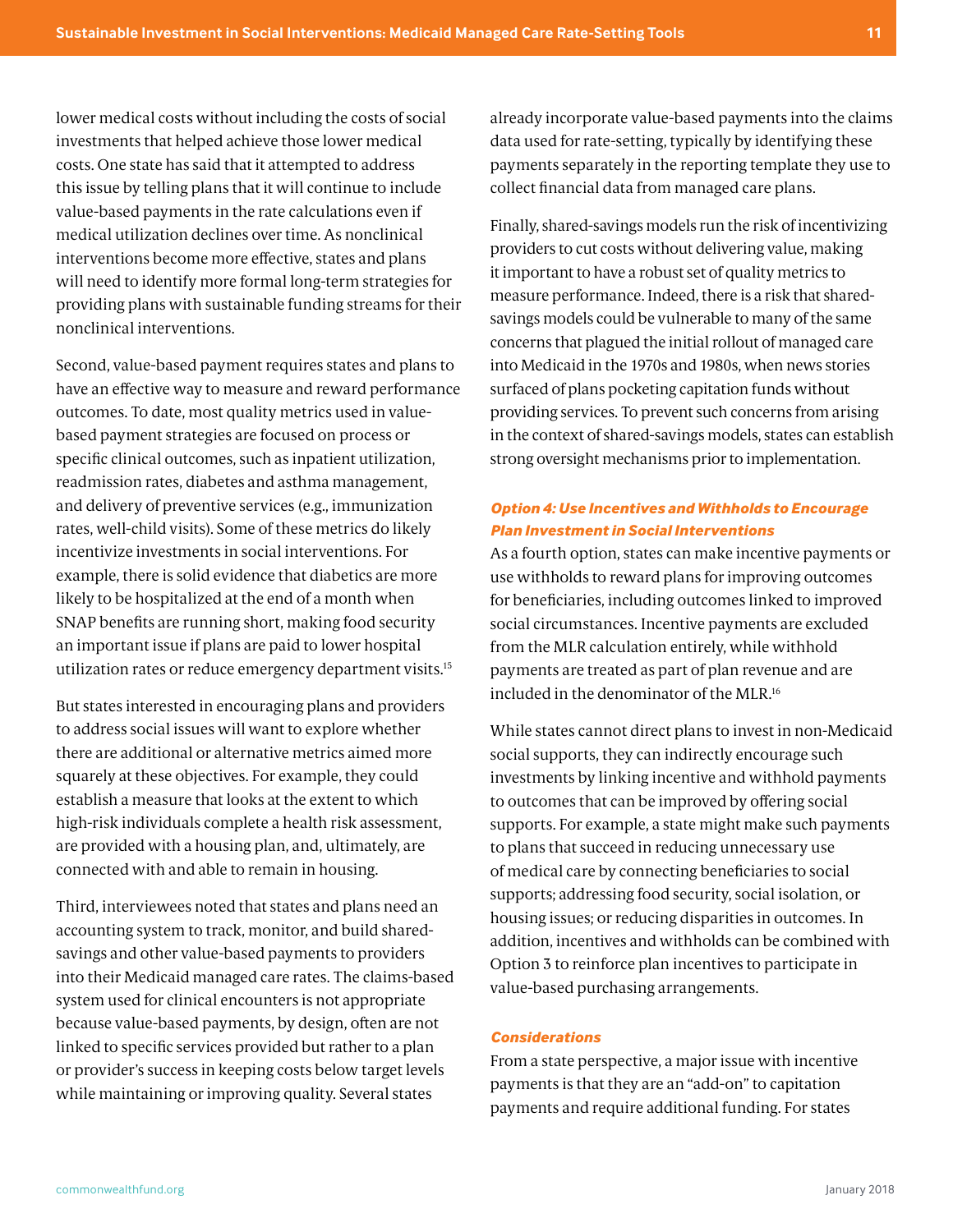lower medical costs without including the costs of social investments that helped achieve those lower medical costs. One state has said that it attempted to address this issue by telling plans that it will continue to include value-based payments in the rate calculations even if medical utilization declines over time. As nonclinical interventions become more effective, states and plans will need to identify more formal long-term strategies for providing plans with sustainable funding streams for their nonclinical interventions.

Second, value-based payment requires states and plans to have an effective way to measure and reward performance outcomes. To date, most quality metrics used in value-based payment strategies are focused on process or specific clinical outcomes, such as inpatient utilization, readmission rates, diabetes and asthma management, and delivery of preventive services (e.g., immunization rates, well-child visits). Some of these metrics do likely incentivize investments in social interventions. For example, there is solid evidence that diabetics are more likely to be hospitalized at the end of a month when SNAP benefits are running short, making food security an important issue if plans are paid to lower hospital utilization rates or reduce emergency department visits.[15]

But states interested in encouraging plans and providers to address social issues will want to explore whether there are additional or alternative metrics aimed more squarely at these objectives. For example, they could establish a measure that looks at the extent to which high-risk individuals complete a health risk assessment, are provided with a housing plan, and, ultimately, are connected with and able to remain in housing.

Third, interviewees noted that states and plans need an accounting system to track, monitor, and build shared-savings and other value-based payments to providers into their Medicaid managed care rates. The claims-based system used for clinical encounters is not appropriate because value-based payments, by design, often are not linked to specific services provided but rather to a plan or provider's success in keeping costs below target levels while maintaining or improving quality. Several states already incorporate value-based payments into the claims data used for rate-setting, typically by identifying these payments separately in the reporting template they use to collect financial data from managed care plans.

Finally, shared-savings models run the risk of incentivizing providers to cut costs without delivering value, making it important to have a robust set of quality metrics to measure performance. Indeed, there is a risk that shared-savings models could be vulnerable to many of the same concerns that plagued the initial rollout of managed care into Medicaid in the 1970s and 1980s, when news stories surfaced of plans pocketing capitation funds without providing services. To prevent such concerns from arising in the context of shared-savings models, states can establish strong oversight mechanisms prior to implementation.

### *Option 4: Use Incentives and Withholds to Encourage Plan Investment in Social Interventions*

As a fourth option, states can make incentive payments or use withholds to reward plans for improving outcomes for beneficiaries, including outcomes linked to improved social circumstances. Incentive payments are excluded from the MLR calculation entirely, while withhold payments are treated as part of plan revenue and are included in the denominator of the MLR.[16]

While states cannot direct plans to invest in non-Medicaid social supports, they can indirectly encourage such investments by linking incentive and withhold payments to outcomes that can be improved by offering social supports. For example, a state might make such payments to plans that succeed in reducing unnecessary use of medical care by connecting beneficiaries to social supports; addressing food security, social isolation, or housing issues; or reducing disparities in outcomes. In addition, incentives and withholds can be combined with Option 3 to reinforce plan incentives to participate in value-based purchasing arrangements.

### *Considerations*

From a state perspective, a major issue with incentive payments is that they are an "add-on" to capitation payments and require additional funding. For states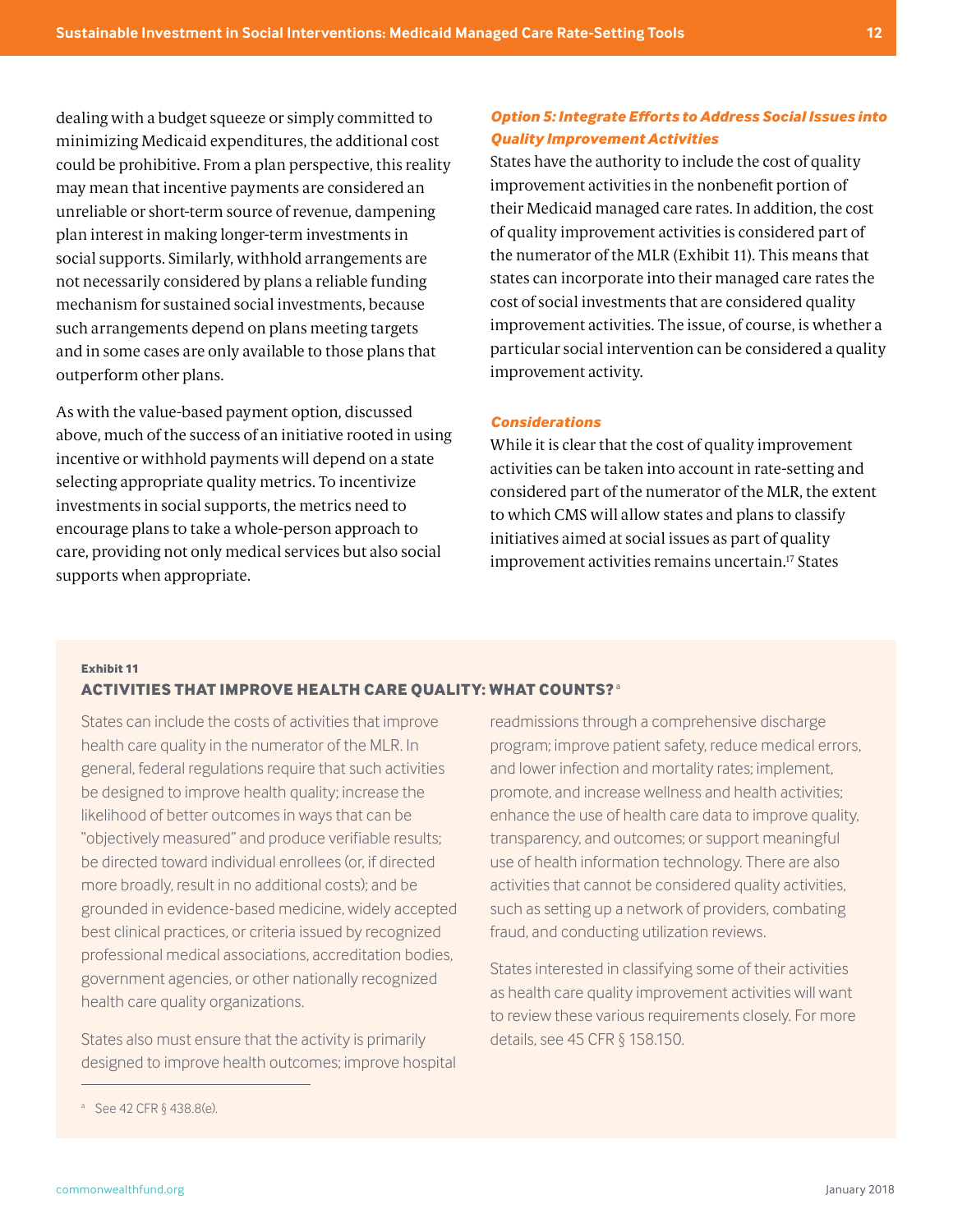dealing with a budget squeeze or simply committed to minimizing Medicaid expenditures, the additional cost could be prohibitive. From a plan perspective, this reality may mean that incentive payments are considered an unreliable or short-term source of revenue, dampening plan interest in making longer-term investments in social supports. Similarly, withhold arrangements are not necessarily considered by plans a reliable funding mechanism for sustained social investments, because such arrangements depend on plans meeting targets and in some cases are only available to those plans that outperform other plans.

As with the value-based payment option, discussed above, much of the success of an initiative rooted in using incentive or withhold payments will depend on a state selecting appropriate quality metrics. To incentivize investments in social supports, the metrics need to encourage plans to take a whole-person approach to care, providing not only medical services but also social supports when appropriate.

### *Option 5: Integrate Efforts to Address Social Issues into Quality Improvement Activities*

States have the authority to include the cost of quality improvement activities in the nonbenefit portion of their Medicaid managed care rates. In addition, the cost of quality improvement activities is considered part of the numerator of the MLR (Exhibit 11). This means that states can incorporate into their managed care rates the cost of social investments that are considered quality improvement activities. The issue, of course, is whether a particular social intervention can be considered a quality improvement activity.

#### *Considerations*

While it is clear that the cost of quality improvement activities can be taken into account in rate-setting and considered part of the numerator of the MLR, the extent to which CMS will allow states and plans to classify initiatives aimed at social issues as part of quality improvement activities remains uncertain.[17] States

**Exhibit 11**

**ACTIVITIES THAT IMPROVE HEALTH CARE QUALITY: WHAT COUNTS?**[a]

States can include the costs of activities that improve health care quality in the numerator of the MLR. In general, federal regulations require that such activities be designed to improve health quality; increase the likelihood of better outcomes in ways that can be "objectively measured" and produce verifiable results; be directed toward individual enrollees (or, if directed more broadly, result in no additional costs); and be grounded in evidence-based medicine, widely accepted best clinical practices, or criteria issued by recognized professional medical associations, accreditation bodies, government agencies, or other nationally recognized health care quality organizations.

States also must ensure that the activity is primarily designed to improve health outcomes; improve hospital readmissions through a comprehensive discharge program; improve patient safety, reduce medical errors, and lower infection and mortality rates; implement, promote, and increase wellness and health activities; enhance the use of health care data to improve quality, transparency, and outcomes; or support meaningful use of health information technology. There are also activities that cannot be considered quality activities, such as setting up a network of providers, combating fraud, and conducting utilization reviews.

States interested in classifying some of their activities as health care quality improvement activities will want to review these various requirements closely. For more details, see 45 CFR § 158.150.

[a] See 42 CFR § 438.8(e).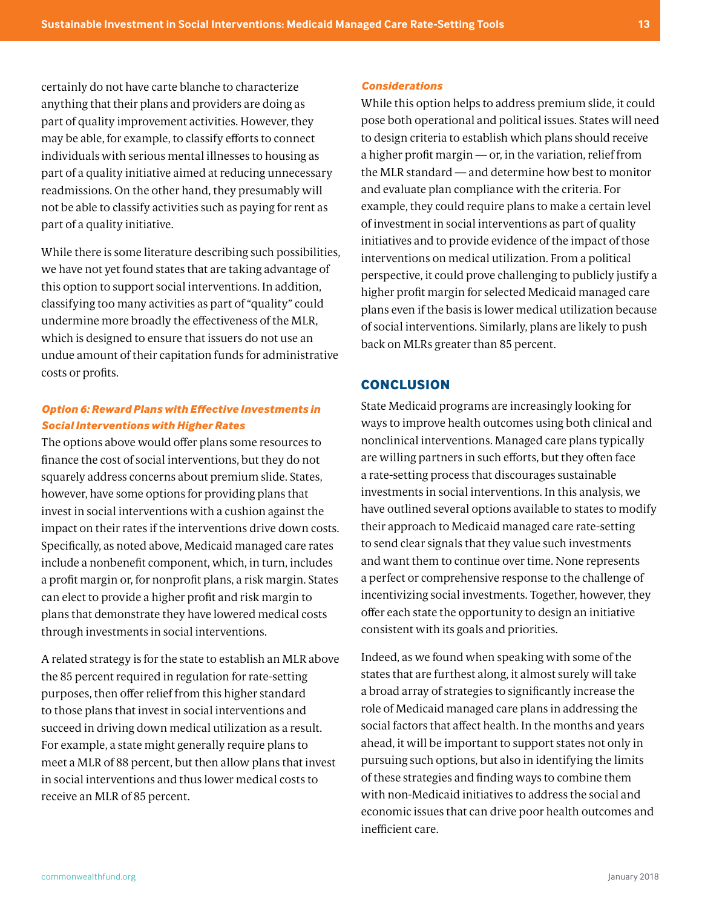certainly do not have carte blanche to characterize anything that their plans and providers are doing as part of quality improvement activities. However, they may be able, for example, to classify efforts to connect individuals with serious mental illnesses to housing as part of a quality initiative aimed at reducing unnecessary readmissions. On the other hand, they presumably will not be able to classify activities such as paying for rent as part of a quality initiative.

While there is some literature describing such possibilities, we have not yet found states that are taking advantage of this option to support social interventions. In addition, classifying too many activities as part of "quality" could undermine more broadly the effectiveness of the MLR, which is designed to ensure that issuers do not use an undue amount of their capitation funds for administrative costs or profits.

#### *Option 6: Reward Plans with Effective Investments in Social Interventions with Higher Rates*

The options above would offer plans some resources to finance the cost of social interventions, but they do not squarely address concerns about premium slide. States, however, have some options for providing plans that invest in social interventions with a cushion against the impact on their rates if the interventions drive down costs. Specifically, as noted above, Medicaid managed care rates include a nonbenefit component, which, in turn, includes a profit margin or, for nonprofit plans, a risk margin. States can elect to provide a higher profit and risk margin to plans that demonstrate they have lowered medical costs through investments in social interventions.

A related strategy is for the state to establish an MLR above the 85 percent required in regulation for rate-setting purposes, then offer relief from this higher standard to those plans that invest in social interventions and succeed in driving down medical utilization as a result. For example, a state might generally require plans to meet a MLR of 88 percent, but then allow plans that invest in social interventions and thus lower medical costs to receive an MLR of 85 percent.

#### *Considerations*

While this option helps to address premium slide, it could pose both operational and political issues. States will need to design criteria to establish which plans should receive a higher profit margin — or, in the variation, relief from the MLR standard — and determine how best to monitor and evaluate plan compliance with the criteria. For example, they could require plans to make a certain level of investment in social interventions as part of quality initiatives and to provide evidence of the impact of those interventions on medical utilization. From a political perspective, it could prove challenging to publicly justify a higher profit margin for selected Medicaid managed care plans even if the basis is lower medical utilization because of social interventions. Similarly, plans are likely to push back on MLRs greater than 85 percent.

## CONCLUSION

State Medicaid programs are increasingly looking for ways to improve health outcomes using both clinical and nonclinical interventions. Managed care plans typically are willing partners in such efforts, but they often face a rate-setting process that discourages sustainable investments in social interventions. In this analysis, we have outlined several options available to states to modify their approach to Medicaid managed care rate-setting to send clear signals that they value such investments and want them to continue over time. None represents a perfect or comprehensive response to the challenge of incentivizing social investments. Together, however, they offer each state the opportunity to design an initiative consistent with its goals and priorities.

Indeed, as we found when speaking with some of the states that are furthest along, it almost surely will take a broad array of strategies to significantly increase the role of Medicaid managed care plans in addressing the social factors that affect health. In the months and years ahead, it will be important to support states not only in pursuing such options, but also in identifying the limits of these strategies and finding ways to combine them with non-Medicaid initiatives to address the social and economic issues that can drive poor health outcomes and inefficient care.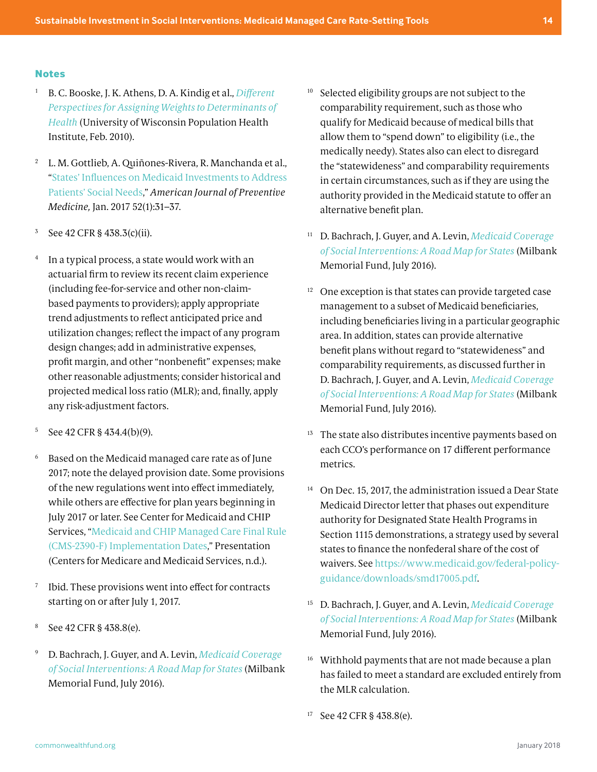## Notes

1. B. C. Booske, J. K. Athens, D. A. Kindig et al., *Different Perspectives for Assigning Weights to Determinants of Health* (University of Wisconsin Population Health Institute, Feb. 2010).

2. L. M. Gottlieb, A. Quiñones-Rivera, R. Manchanda et al., "States' Influences on Medicaid Investments to Address Patients' Social Needs," *American Journal of Preventive Medicine,* Jan. 2017 52(1):31–37.

3. See 42 CFR § 438.3(c)(ii).

4. In a typical process, a state would work with an actuarial firm to review its recent claim experience (including fee-for-service and other non-claim-based payments to providers); apply appropriate trend adjustments to reflect anticipated price and utilization changes; reflect the impact of any program design changes; add in administrative expenses, profit margin, and other "nonbenefit" expenses; make other reasonable adjustments; consider historical and projected medical loss ratio (MLR); and, finally, apply any risk-adjustment factors.

5. See 42 CFR § 434.4(b)(9).

6. Based on the Medicaid managed care rate as of June 2017; note the delayed provision date. Some provisions of the new regulations went into effect immediately, while others are effective for plan years beginning in July 2017 or later. See Center for Medicaid and CHIP Services, "Medicaid and CHIP Managed Care Final Rule (CMS-2390-F) Implementation Dates," Presentation (Centers for Medicare and Medicaid Services, n.d.).

7. Ibid. These provisions went into effect for contracts starting on or after July 1, 2017.

8. See 42 CFR § 438.8(e).

9. D. Bachrach, J. Guyer, and A. Levin, *Medicaid Coverage of Social Interventions: A Road Map for States* (Milbank Memorial Fund, July 2016).

10. Selected eligibility groups are not subject to the comparability requirement, such as those who qualify for Medicaid because of medical bills that allow them to "spend down" to eligibility (i.e., the medically needy). States also can elect to disregard the "statewideness" and comparability requirements in certain circumstances, such as if they are using the authority provided in the Medicaid statute to offer an alternative benefit plan.

11. D. Bachrach, J. Guyer, and A. Levin, *Medicaid Coverage of Social Interventions: A Road Map for States* (Milbank Memorial Fund, July 2016).

12. One exception is that states can provide targeted case management to a subset of Medicaid beneficiaries, including beneficiaries living in a particular geographic area. In addition, states can provide alternative benefit plans without regard to "statewideness" and comparability requirements, as discussed further in D. Bachrach, J. Guyer, and A. Levin, *Medicaid Coverage of Social Interventions: A Road Map for States* (Milbank Memorial Fund, July 2016).

13. The state also distributes incentive payments based on each CCO's performance on 17 different performance metrics.

14. On Dec. 15, 2017, the administration issued a Dear State Medicaid Director letter that phases out expenditure authority for Designated State Health Programs in Section 1115 demonstrations, a strategy used by several states to finance the nonfederal share of the cost of waivers. See https://www.medicaid.gov/federal-policy-guidance/downloads/smd17005.pdf.

15. D. Bachrach, J. Guyer, and A. Levin, *Medicaid Coverage of Social Interventions: A Road Map for States* (Milbank Memorial Fund, July 2016).

16. Withhold payments that are not made because a plan has failed to meet a standard are excluded entirely from the MLR calculation.

17. See 42 CFR § 438.8(e).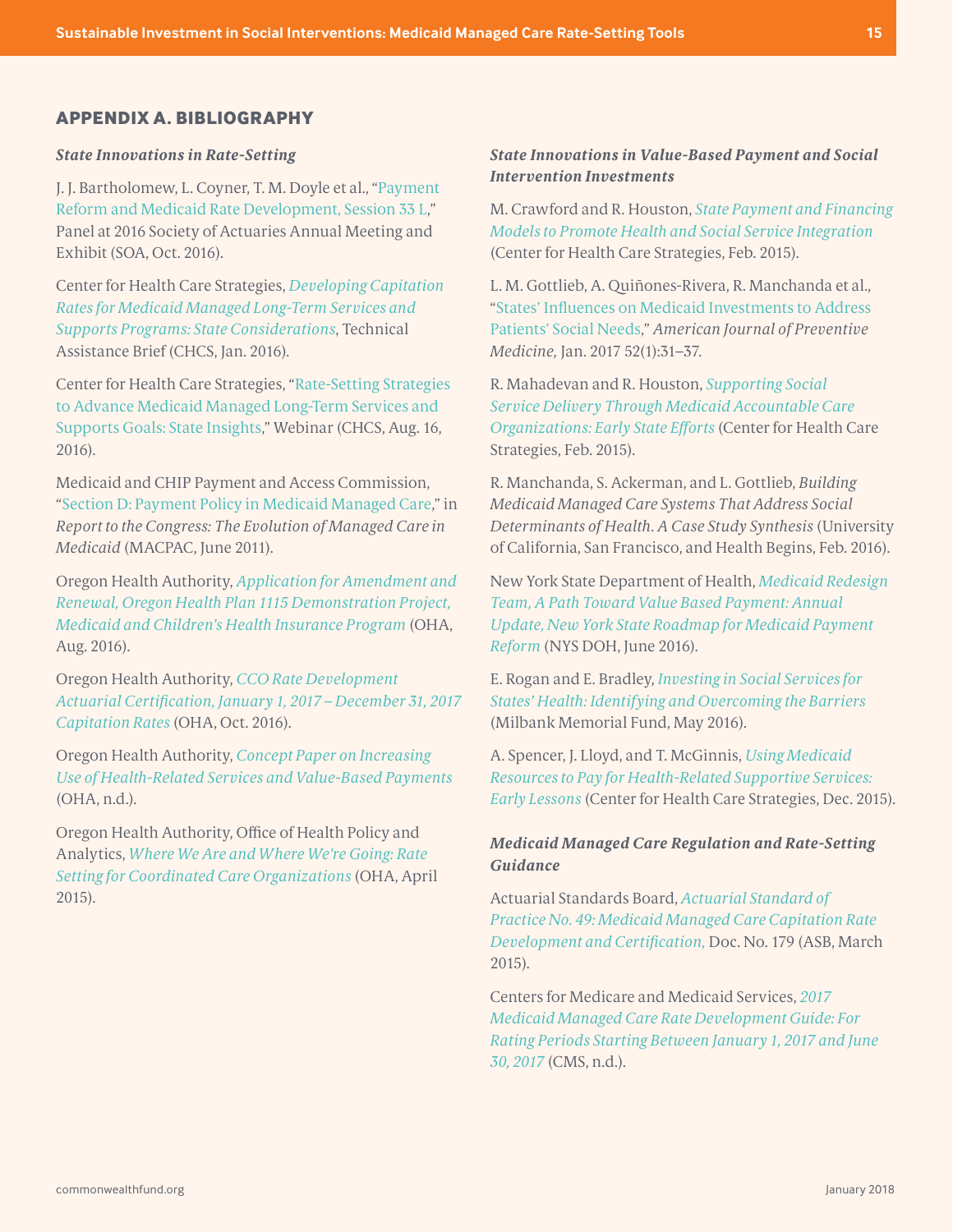## APPENDIX A. BIBLIOGRAPHY

### *State Innovations in Rate-Setting*

J. J. Bartholomew, L. Coyner, T. M. Doyle et al., "Payment Reform and Medicaid Rate Development, Session 33 L," Panel at 2016 Society of Actuaries Annual Meeting and Exhibit (SOA, Oct. 2016).

Center for Health Care Strategies, *Developing Capitation Rates for Medicaid Managed Long-Term Services and Supports Programs: State Considerations*, Technical Assistance Brief (CHCS, Jan. 2016).

Center for Health Care Strategies, "Rate-Setting Strategies to Advance Medicaid Managed Long-Term Services and Supports Goals: State Insights," Webinar (CHCS, Aug. 16, 2016).

Medicaid and CHIP Payment and Access Commission, "Section D: Payment Policy in Medicaid Managed Care," in *Report to the Congress: The Evolution of Managed Care in Medicaid* (MACPAC, June 2011).

Oregon Health Authority, *Application for Amendment and Renewal, Oregon Health Plan 1115 Demonstration Project, Medicaid and Children's Health Insurance Program* (OHA, Aug. 2016).

Oregon Health Authority, *CCO Rate Development Actuarial Certification, January 1, 2017 – December 31, 2017 Capitation Rates* (OHA, Oct. 2016).

Oregon Health Authority, *Concept Paper on Increasing Use of Health-Related Services and Value-Based Payments* (OHA, n.d.).

Oregon Health Authority, Office of Health Policy and Analytics, *Where We Are and Where We're Going: Rate Setting for Coordinated Care Organizations* (OHA, April 2015).

### *State Innovations in Value-Based Payment and Social Intervention Investments*

M. Crawford and R. Houston, *State Payment and Financing Models to Promote Health and Social Service Integration* (Center for Health Care Strategies, Feb. 2015).

L. M. Gottlieb, A. Quiñones-Rivera, R. Manchanda et al., "States' Influences on Medicaid Investments to Address Patients' Social Needs," *American Journal of Preventive Medicine,* Jan. 2017 52(1):31–37.

R. Mahadevan and R. Houston, *Supporting Social Service Delivery Through Medicaid Accountable Care Organizations: Early State Efforts* (Center for Health Care Strategies, Feb. 2015).

R. Manchanda, S. Ackerman, and L. Gottlieb, *Building Medicaid Managed Care Systems That Address Social Determinants of Health. A Case Study Synthesis* (University of California, San Francisco, and Health Begins, Feb. 2016).

New York State Department of Health, *Medicaid Redesign Team, A Path Toward Value Based Payment: Annual Update, New York State Roadmap for Medicaid Payment Reform* (NYS DOH, June 2016).

E. Rogan and E. Bradley, *Investing in Social Services for States' Health: Identifying and Overcoming the Barriers* (Milbank Memorial Fund, May 2016).

A. Spencer, J. Lloyd, and T. McGinnis, *Using Medicaid Resources to Pay for Health-Related Supportive Services: Early Lessons* (Center for Health Care Strategies, Dec. 2015).

### *Medicaid Managed Care Regulation and Rate-Setting Guidance*

Actuarial Standards Board, *Actuarial Standard of Practice No. 49: Medicaid Managed Care Capitation Rate Development and Certification,* Doc. No. 179 (ASB, March 2015).

Centers for Medicare and Medicaid Services, *2017 Medicaid Managed Care Rate Development Guide: For Rating Periods Starting Between January 1, 2017 and June 30, 2017* (CMS, n.d.).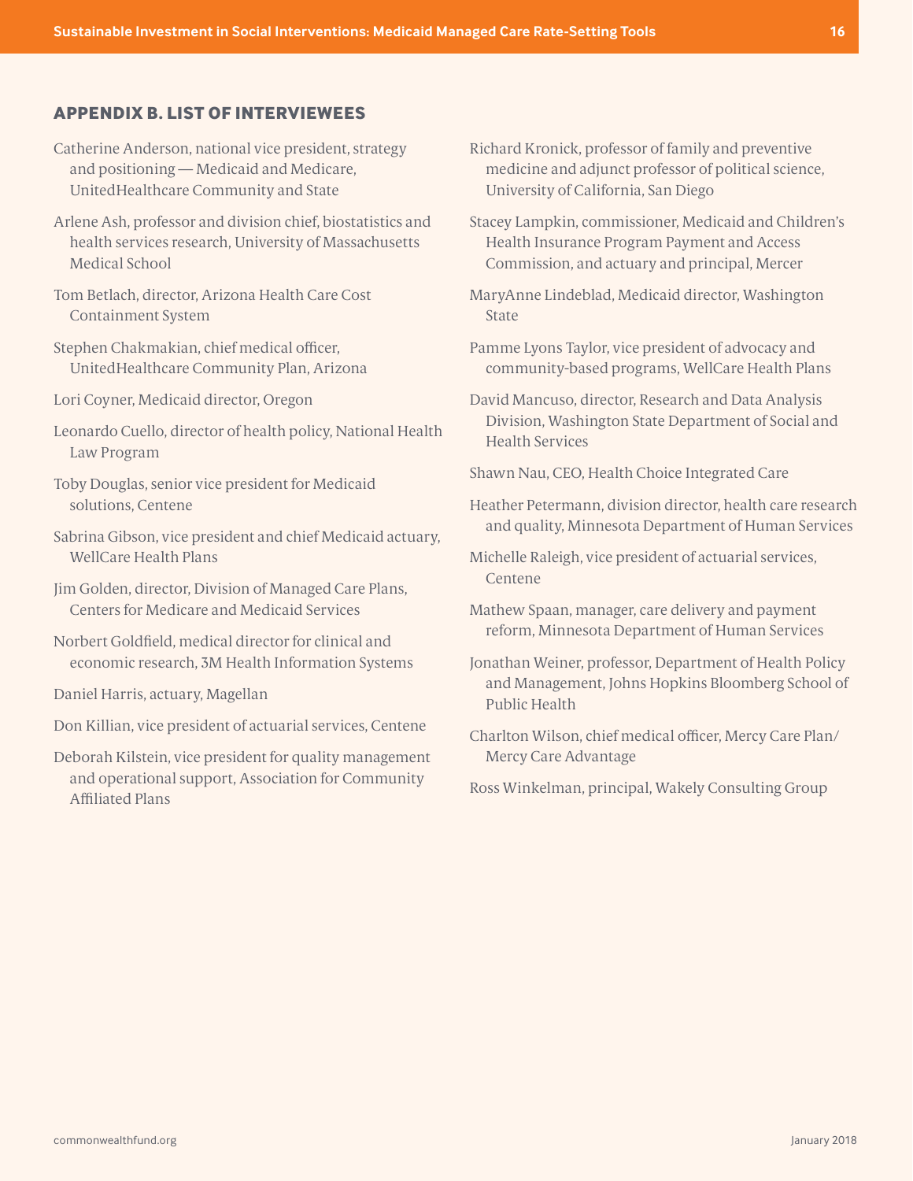## APPENDIX B. LIST OF INTERVIEWEES

Catherine Anderson, national vice president, strategy and positioning — Medicaid and Medicare, UnitedHealthcare Community and State

Arlene Ash, professor and division chief, biostatistics and health services research, University of Massachusetts Medical School

Tom Betlach, director, Arizona Health Care Cost Containment System

Stephen Chakmakian, chief medical officer, UnitedHealthcare Community Plan, Arizona

Lori Coyner, Medicaid director, Oregon

Leonardo Cuello, director of health policy, National Health Law Program

Toby Douglas, senior vice president for Medicaid solutions, Centene

Sabrina Gibson, vice president and chief Medicaid actuary, WellCare Health Plans

Jim Golden, director, Division of Managed Care Plans, Centers for Medicare and Medicaid Services

Norbert Goldfield, medical director for clinical and economic research, 3M Health Information Systems

Daniel Harris, actuary, Magellan

Don Killian, vice president of actuarial services, Centene

Deborah Kilstein, vice president for quality management and operational support, Association for Community Affiliated Plans

Richard Kronick, professor of family and preventive medicine and adjunct professor of political science, University of California, San Diego

Stacey Lampkin, commissioner, Medicaid and Children's Health Insurance Program Payment and Access Commission, and actuary and principal, Mercer

MaryAnne Lindeblad, Medicaid director, Washington State

Pamme Lyons Taylor, vice president of advocacy and community-based programs, WellCare Health Plans

David Mancuso, director, Research and Data Analysis Division, Washington State Department of Social and Health Services

Shawn Nau, CEO, Health Choice Integrated Care

Heather Petermann, division director, health care research and quality, Minnesota Department of Human Services

Michelle Raleigh, vice president of actuarial services, Centene

Mathew Spaan, manager, care delivery and payment reform, Minnesota Department of Human Services

Jonathan Weiner, professor, Department of Health Policy and Management, Johns Hopkins Bloomberg School of Public Health

Charlton Wilson, chief medical officer, Mercy Care Plan/Mercy Care Advantage

Ross Winkelman, principal, Wakely Consulting Group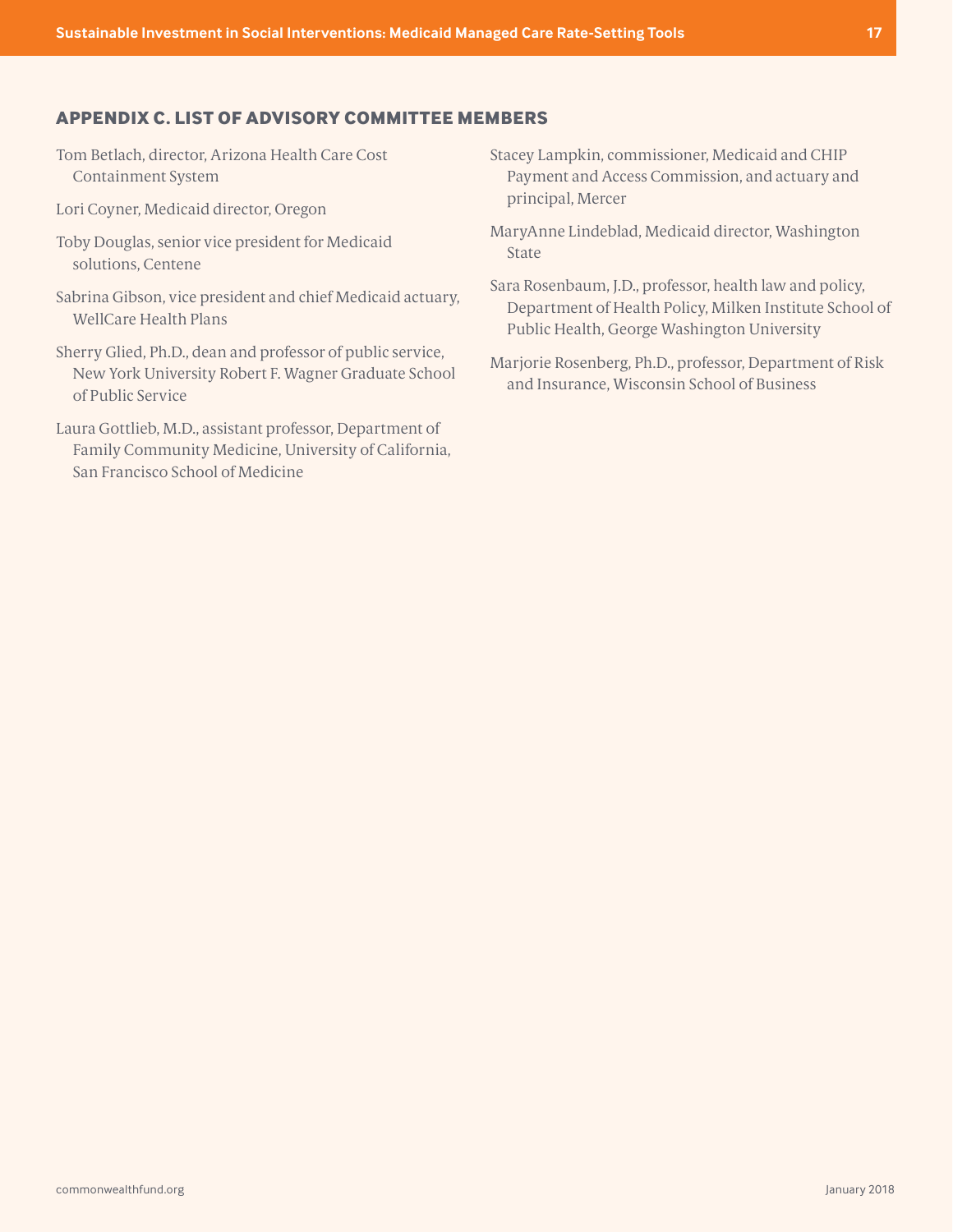## APPENDIX C. LIST OF ADVISORY COMMITTEE MEMBERS

Tom Betlach, director, Arizona Health Care Cost Containment System

Lori Coyner, Medicaid director, Oregon

Toby Douglas, senior vice president for Medicaid solutions, Centene

Sabrina Gibson, vice president and chief Medicaid actuary, WellCare Health Plans

Sherry Glied, Ph.D., dean and professor of public service, New York University Robert F. Wagner Graduate School of Public Service

Laura Gottlieb, M.D., assistant professor, Department of Family Community Medicine, University of California, San Francisco School of Medicine

Stacey Lampkin, commissioner, Medicaid and CHIP Payment and Access Commission, and actuary and principal, Mercer

MaryAnne Lindeblad, Medicaid director, Washington State

Sara Rosenbaum, J.D., professor, health law and policy, Department of Health Policy, Milken Institute School of Public Health, George Washington University

Marjorie Rosenberg, Ph.D., professor, Department of Risk and Insurance, Wisconsin School of Business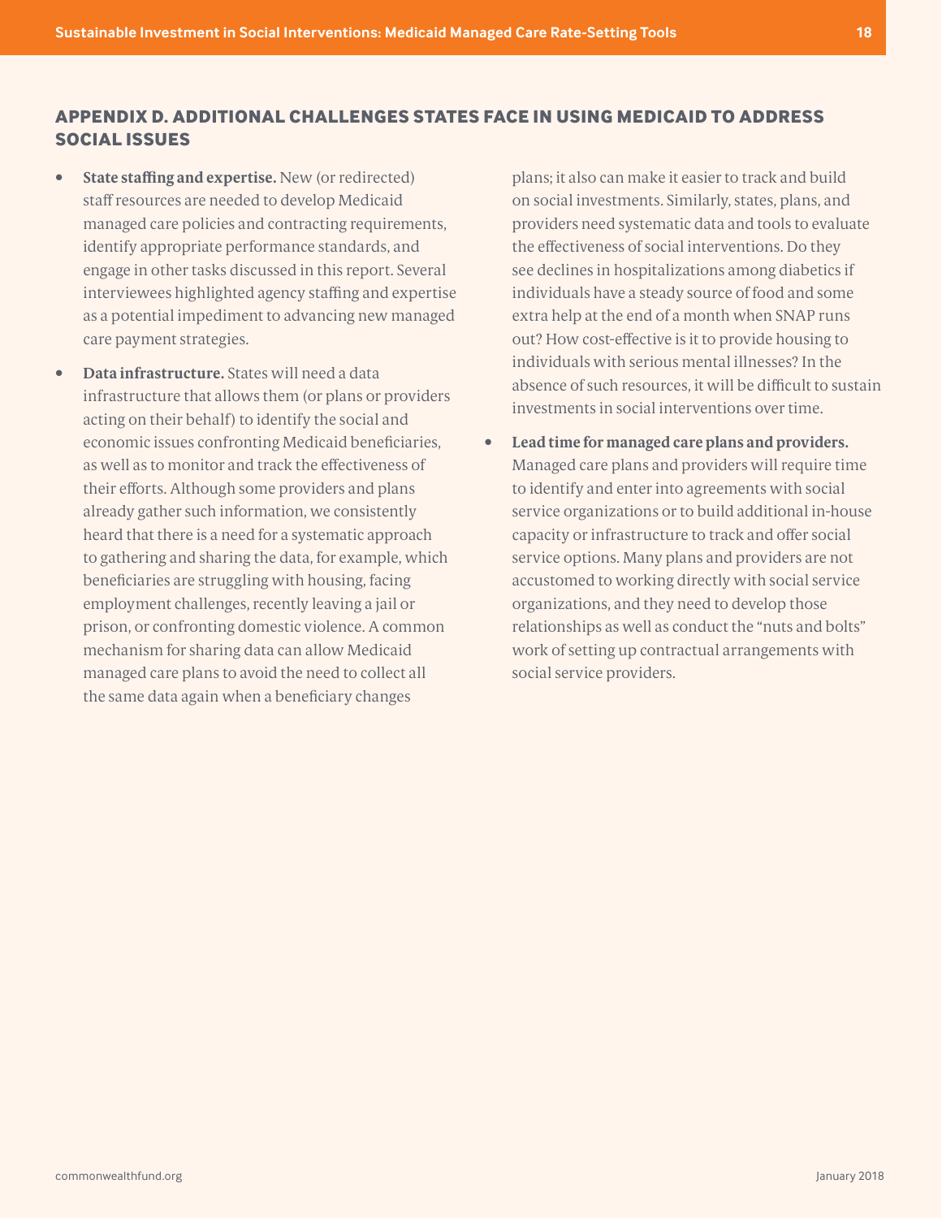## APPENDIX D. ADDITIONAL CHALLENGES STATES FACE IN USING MEDICAID TO ADDRESS SOCIAL ISSUES

- **State staffing and expertise.** New (or redirected) staff resources are needed to develop Medicaid managed care policies and contracting requirements, identify appropriate performance standards, and engage in other tasks discussed in this report. Several interviewees highlighted agency staffing and expertise as a potential impediment to advancing new managed care payment strategies.
- **Data infrastructure.** States will need a data infrastructure that allows them (or plans or providers acting on their behalf) to identify the social and economic issues confronting Medicaid beneficiaries, as well as to monitor and track the effectiveness of their efforts. Although some providers and plans already gather such information, we consistently heard that there is a need for a systematic approach to gathering and sharing the data, for example, which beneficiaries are struggling with housing, facing employment challenges, recently leaving a jail or prison, or confronting domestic violence. A common mechanism for sharing data can allow Medicaid managed care plans to avoid the need to collect all the same data again when a beneficiary changes plans; it also can make it easier to track and build on social investments. Similarly, states, plans, and providers need systematic data and tools to evaluate the effectiveness of social interventions. Do they see declines in hospitalizations among diabetics if individuals have a steady source of food and some extra help at the end of a month when SNAP runs out? How cost-effective is it to provide housing to individuals with serious mental illnesses? In the absence of such resources, it will be difficult to sustain investments in social interventions over time.
- **Lead time for managed care plans and providers.** Managed care plans and providers will require time to identify and enter into agreements with social service organizations or to build additional in-house capacity or infrastructure to track and offer social service options. Many plans and providers are not accustomed to working directly with social service organizations, and they need to develop those relationships as well as conduct the "nuts and bolts" work of setting up contractual arrangements with social service providers.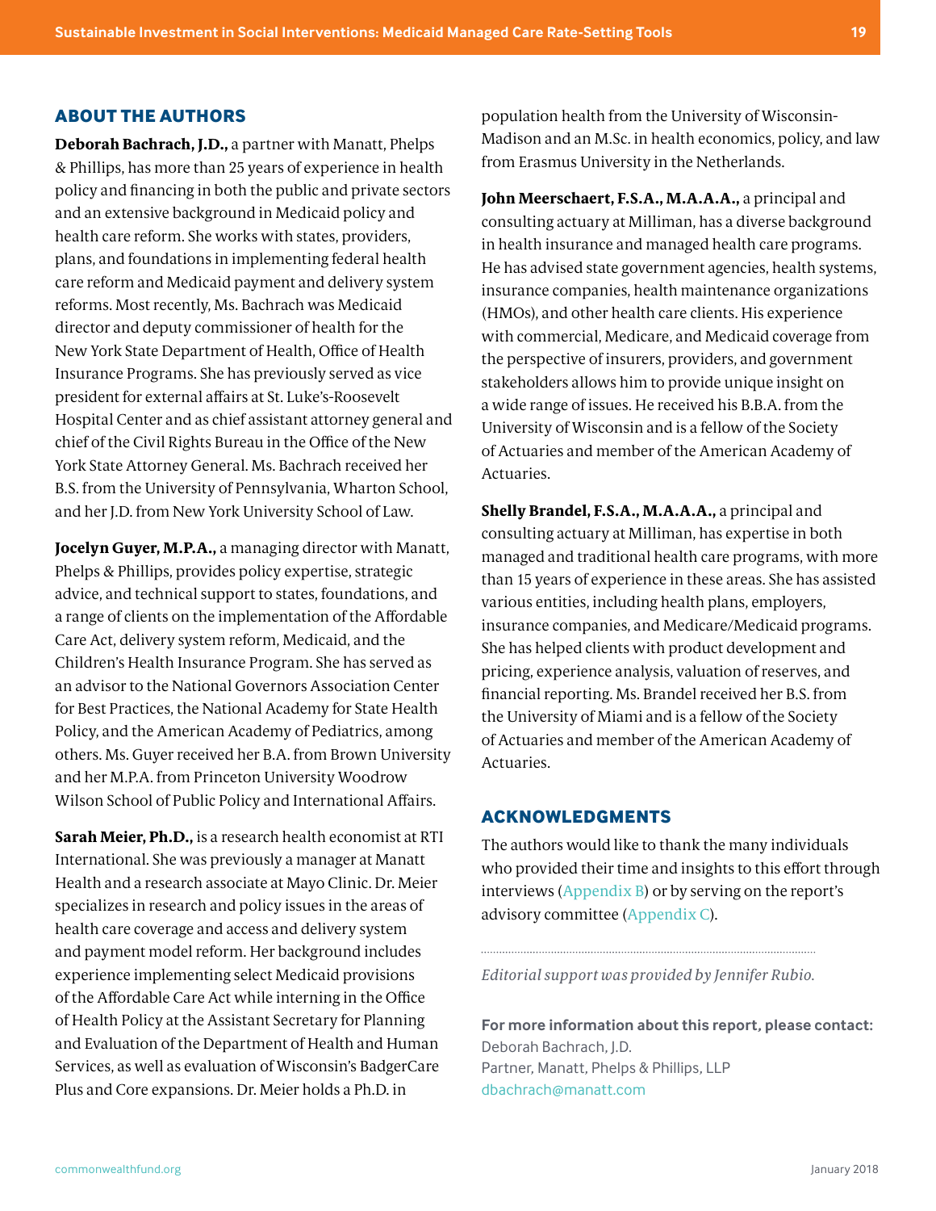## ABOUT THE AUTHORS

**Deborah Bachrach, J.D.,** a partner with Manatt, Phelps & Phillips, has more than 25 years of experience in health policy and financing in both the public and private sectors and an extensive background in Medicaid policy and health care reform. She works with states, providers, plans, and foundations in implementing federal health care reform and Medicaid payment and delivery system reforms. Most recently, Ms. Bachrach was Medicaid director and deputy commissioner of health for the New York State Department of Health, Office of Health Insurance Programs. She has previously served as vice president for external affairs at St. Luke's-Roosevelt Hospital Center and as chief assistant attorney general and chief of the Civil Rights Bureau in the Office of the New York State Attorney General. Ms. Bachrach received her B.S. from the University of Pennsylvania, Wharton School, and her J.D. from New York University School of Law.

**Jocelyn Guyer, M.P.A.,** a managing director with Manatt, Phelps & Phillips, provides policy expertise, strategic advice, and technical support to states, foundations, and a range of clients on the implementation of the Affordable Care Act, delivery system reform, Medicaid, and the Children's Health Insurance Program. She has served as an advisor to the National Governors Association Center for Best Practices, the National Academy for State Health Policy, and the American Academy of Pediatrics, among others. Ms. Guyer received her B.A. from Brown University and her M.P.A. from Princeton University Woodrow Wilson School of Public Policy and International Affairs.

**Sarah Meier, Ph.D.,** is a research health economist at RTI International. She was previously a manager at Manatt Health and a research associate at Mayo Clinic. Dr. Meier specializes in research and policy issues in the areas of health care coverage and access and delivery system and payment model reform. Her background includes experience implementing select Medicaid provisions of the Affordable Care Act while interning in the Office of Health Policy at the Assistant Secretary for Planning and Evaluation of the Department of Health and Human Services, as well as evaluation of Wisconsin's BadgerCare Plus and Core expansions. Dr. Meier holds a Ph.D. in population health from the University of Wisconsin-Madison and an M.Sc. in health economics, policy, and law from Erasmus University in the Netherlands.

**John Meerschaert, F.S.A., M.A.A.A.,** a principal and consulting actuary at Milliman, has a diverse background in health insurance and managed health care programs. He has advised state government agencies, health systems, insurance companies, health maintenance organizations (HMOs), and other health care clients. His experience with commercial, Medicare, and Medicaid coverage from the perspective of insurers, providers, and government stakeholders allows him to provide unique insight on a wide range of issues. He received his B.B.A. from the University of Wisconsin and is a fellow of the Society of Actuaries and member of the American Academy of Actuaries.

**Shelly Brandel, F.S.A., M.A.A.A.,** a principal and consulting actuary at Milliman, has expertise in both managed and traditional health care programs, with more than 15 years of experience in these areas. She has assisted various entities, including health plans, employers, insurance companies, and Medicare/Medicaid programs. She has helped clients with product development and pricing, experience analysis, valuation of reserves, and financial reporting. Ms. Brandel received her B.S. from the University of Miami and is a fellow of the Society of Actuaries and member of the American Academy of Actuaries.

## ACKNOWLEDGMENTS

The authors would like to thank the many individuals who provided their time and insights to this effort through interviews (Appendix B) or by serving on the report's advisory committee (Appendix C).

*Editorial support was provided by Jennifer Rubio.*

**For more information about this report, please contact:**
Deborah Bachrach, J.D.
Partner, Manatt, Phelps & Phillips, LLP
dbachrach@manatt.com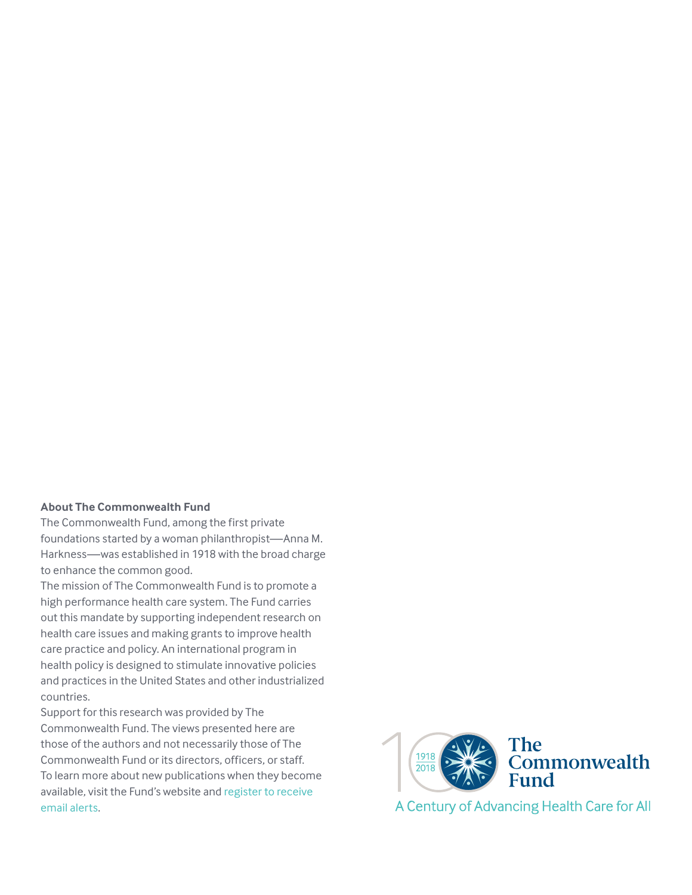**About The Commonwealth Fund**

The Commonwealth Fund, among the first private foundations started by a woman philanthropist—Anna M. Harkness—was established in 1918 with the broad charge to enhance the common good.

The mission of The Commonwealth Fund is to promote a high performance health care system. The Fund carries out this mandate by supporting independent research on health care issues and making grants to improve health care practice and policy. An international program in health policy is designed to stimulate innovative policies and practices in the United States and other industrialized countries.

Support for this research was provided by The Commonwealth Fund. The views presented here are those of the authors and not necessarily those of The Commonwealth Fund or its directors, officers, or staff. To learn more about new publications when they become available, visit the Fund's website and register to receive email alerts.

1918
2018

The Commonwealth Fund

A Century of Advancing Health Care for All